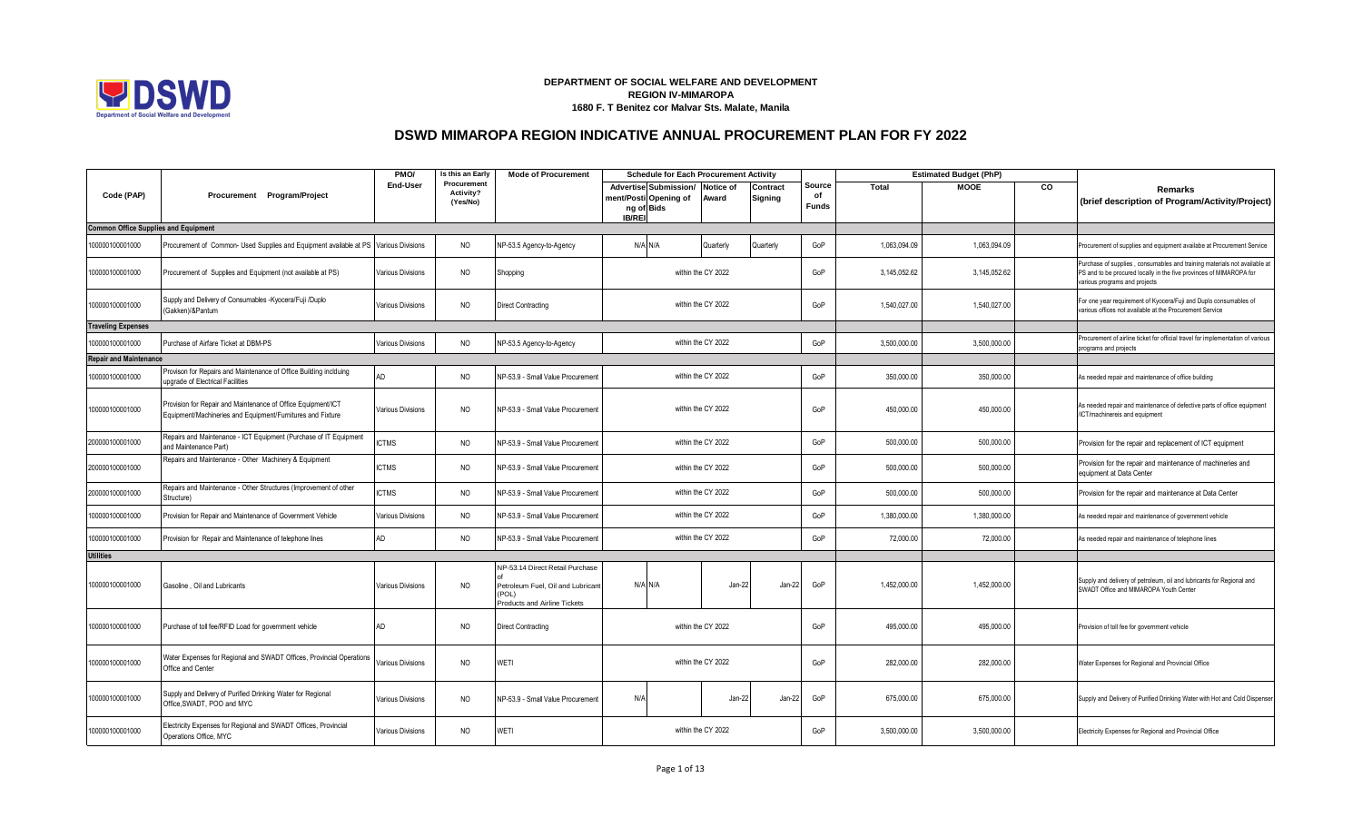**DEPARTMENT OF SOCIAL WELFARE AND DEVELOPMENT**
**REGION IV-MIMAROPA**
**1680 F. T Benitez cor Malvar Sts. Malate, Manila**

# DSWD MIMAROPA REGION INDICATIVE ANNUAL PROCUREMENT PLAN FOR FY 2022

| Code (PAP) | Procurement Program/Project | PMO/ End-User | Is this an Early Procurement Activity? (Yes/No) | Mode of Procurement | Schedule for Each Procurement Activity | | | | Source of Funds | Estimated Budget (PhP) | | | Remarks (brief description of Program/Activity/Project) |
|---|---|---|---|---|---|---|---|---|---|---|---|---|---|
| | | | | | Advertisement/Posting of IB/REI | Submission/ Opening of Bids | Notice of Award | Contract Signing | | Total | MOOE | CO | |
| **Common Office Supplies and Equipment** | | | | | | | | | | | | | |
| 100000100001000 | Procurement of Common- Used Supplies and Equipment available at PS | Various Divisions | NO | NP-53.5 Agency-to-Agency | N/A | N/A | Quarterly | Quarterly | GoP | 1,063,094.09 | 1,063,094.09 | | Procurement of supplies and equipment availabe at Procurement Service |
| 100000100001000 | Procurement of Supplies and Equipment (not available at PS) | Various Divisions | NO | Shopping | within the CY 2022 | | | | GoP | 3,145,052.62 | 3,145,052.62 | | Purchase of supplies , consumables and training materials not available at PS and to be procured locally in the five provinces of MIMAROPA for various programs and projects |
| 100000100001000 | Supply and Delivery of Consumables -Kyocera/Fuji /Duplo (Gakken)/&Pantum | Various Divisions | NO | Direct Contracting | within the CY 2022 | | | | GoP | 1,540,027.00 | 1,540,027.00 | | For one year requirement of Kyocera/Fuji and Duplo consumables of various offices not available at the Procurement Service |
| **Traveling Expenses** | | | | | | | | | | | | | |
| 100000100001000 | Purchase of Airfare Ticket at DBM-PS | Various Divisions | NO | NP-53.5 Agency-to-Agency | within the CY 2022 | | | | GoP | 3,500,000.00 | 3,500,000.00 | | Procurement of airline ticket for official travel for implementation of various programs and projects |
| **Repair and Maintenance** | | | | | | | | | | | | | |
| 100000100001000 | Provison for Repairs and Maintenance of Office Building inclduing upgrade of Electrical Facilities | AD | NO | NP-53.9 - Small Value Procurement | within the CY 2022 | | | | GoP | 350,000.00 | 350,000.00 | | As needed repair and maintenance of office building |
| 100000100001000 | Provision for Repair and Maintenance of Office Equipment/ICT Equipment/Machineries and Equipment/Furnitures and Fixture | Various Divisions | NO | NP-53.9 - Small Value Procurement | within the CY 2022 | | | | GoP | 450,000.00 | 450,000.00 | | As needed repair and maintenance of defective parts of office equipment /ICT/machinereis and equipment |
| 200000100001000 | Repairs and Maintenance - ICT Equipment (Purchase of IT Equipment and Maintenance Part) | ICTMS | NO | NP-53.9 - Small Value Procurement | within the CY 2022 | | | | GoP | 500,000.00 | 500,000.00 | | Provision for the repair and replacement of ICT equipment |
| 200000100001000 | Repairs and Maintenance - Other Machinery & Equipment | ICTMS | NO | NP-53.9 - Small Value Procurement | within the CY 2022 | | | | GoP | 500,000.00 | 500,000.00 | | Provision for the repair and maintenance of machineries and equipment at Data Center |
| 200000100001000 | Repairs and Maintenance - Other Structures (Improvement of other Structure) | ICTMS | NO | NP-53.9 - Small Value Procurement | within the CY 2022 | | | | GoP | 500,000.00 | 500,000.00 | | Provision for the repair and maintenance at Data Center |
| 100000100001000 | Provision for Repair and Maintenance of Government Vehicle | Various Divisions | NO | NP-53.9 - Small Value Procurement | within the CY 2022 | | | | GoP | 1,380,000.00 | 1,380,000.00 | | As needed repair and maintenance of government vehicle |
| 100000100001000 | Provision for Repair and Maintenance of telephone lines | AD | NO | NP-53.9 - Small Value Procurement | within the CY 2022 | | | | GoP | 72,000.00 | 72,000.00 | | As needed repair and maintenance of telephone lines |
| **Utilities** | | | | | | | | | | | | | |
| 100000100001000 | Gasoline , Oil and Lubricants | Various Divisions | NO | NP-53.14 Direct Retail Purchase of Petroleum Fuel, Oil and Lubricant (POL) Products and Airline Tickets | N/A | N/A | Jan-22 | Jan-22 | GoP | 1,452,000.00 | 1,452,000.00 | | Supply and delivery of petroleum, oil and lubricants for Regional and SWADT Office and MIMAROPA Youth Center |
| 100000100001000 | Purchase of toll fee/RFID Load for government vehicle | AD | NO | Direct Contracting | within the CY 2022 | | | | GoP | 495,000.00 | 495,000.00 | | Provision of toll fee for government vehicle |
| 100000100001000 | Water Expenses for Regional and SWADT Offices, Provincial Operations Office and Center | Various Divisions | NO | WETI | within the CY 2022 | | | | GoP | 282,000.00 | 282,000.00 | | Water Expenses for Regional and Provincial Office |
| 100000100001000 | Supply and Delivery of Purified Drinking Water for Regional Office,SWADT, POO and MYC | Various Divisions | NO | NP-53.9 - Small Value Procurement | N/A | | Jan-22 | Jan-22 | GoP | 675,000.00 | 675,000.00 | | Supply and Delivery of Purified Drinking Water with Hot and Cold Dispenser |
| 100000100001000 | Electricity Expenses for Regional and SWADT Offices, Provincial Operations Office, MYC | Various Divisions | NO | WETI | within the CY 2022 | | | | GoP | 3,500,000.00 | 3,500,000.00 | | Electricity Expenses for Regional and Provincial Office |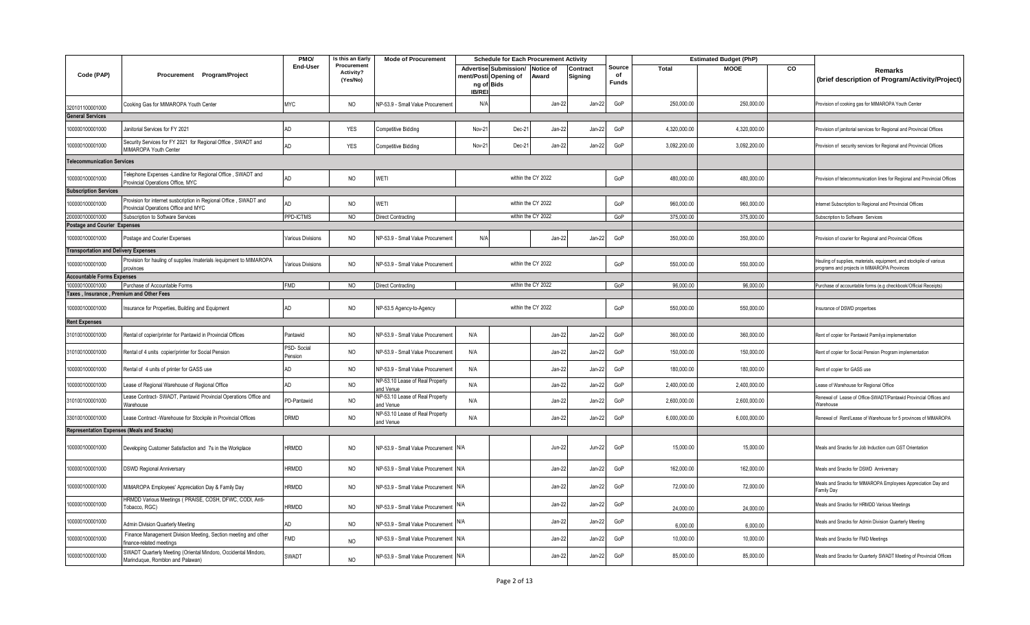| Code (PAP) | Procurement Program/Project | PMO/ End-User | Is this an Early Procurement Activity? (Yes/No) | Mode of Procurement | Schedule for Each Procurement Activity | | | | Source of Funds | Estimated Budget (PhP) | | | Remarks (brief description of Program/Activity/Project) |
|---|---|---|---|---|---|---|---|---|---|---|---|---|---|
| | | | | | Advertisement/Posting of IB/REI | Submission/ Opening of Bids | Notice of Award | Contract Signing | | Total | MOOE | CO | |
| 320101100001000 | Cooking Gas for MIMAROPA Youth Center | MYC | NO | NP-53.9 - Small Value Procurement | N/A | | Jan-22 | Jan-22 | GoP | 250,000.00 | 250,000.00 | | Provision of cooking gas for MIMAROPA Youth Center |
| **General Services** | | | | | | | | | | | | | |
| 100000100001000 | Janitorial Services for FY 2021 | AD | YES | Competitive Bidding | Nov-21 | Dec-21 | Jan-22 | Jan-22 | GoP | 4,320,000.00 | 4,320,000.00 | | Provision of janitorial services for Regional and Provincial Offices |
| 100000100001000 | Security Services for FY 2021 for Regional Office , SWADT and MIMAROPA Youth Center | AD | YES | Competitive Bidding | Nov-21 | Dec-21 | Jan-22 | Jan-22 | GoP | 3,092,200.00 | 3,092,200.00 | | Provision of security services for Regional and Provincial Offices |
| **Telecommunication Services** | | | | | | | | | | | | | |
| 100000100001000 | Telephone Expenses -Landline for Regional Office , SWADT and Provincial Operations Office, MYC | AD | NO | WETI | within the CY 2022 | | | | GoP | 480,000.00 | 480,000.00 | | Provision of telecommunication lines for Regional and Provincial Offices |
| **Subscription Services** | | | | | | | | | | | | | |
| 100000100001000 | Provision for internet susbcription in Regional Office , SWADT and Provincial Operations Office and MYC | AD | NO | WETI | within the CY 2022 | | | | GoP | 960,000.00 | 960,000.00 | | Internet Subscription to Regional and Provincial Offices |
| 200000100001000 | Subscription to Software Services | PPD-ICTMS | NO | Direct Contracting | within the CY 2022 | | | | GoP | 375,000.00 | 375,000.00 | | Subscription to Software Services |
| **Postage and Courier Expenses** | | | | | | | | | | | | | |
| 100000100001000 | Postage and Courier Expenses | Various Divisions | NO | NP-53.9 - Small Value Procurement | N/A | | Jan-22 | Jan-22 | GoP | 350,000.00 | 350,000.00 | | Provision of courier for Regional and Provincial Offices |
| **Transportation and Delivery Expenses** | | | | | | | | | | | | | |
| 100000100001000 | Provision for hauling of supplies /materials /equipment to MIMAROPA provinces | Various Divisions | NO | NP-53.9 - Small Value Procurement | within the CY 2022 | | | | GoP | 550,000.00 | 550,000.00 | | Hauling of supplies, materials, equipment, and stockpile of various programs and projects in MIMAROPA Provinces |
| **Accountable Forms Expenses** | | | | | | | | | | | | | |
| 100000100001000 | Purchase of Accountable Forms | FMD | NO | Direct Contracting | within the CY 2022 | | | | GoP | 96,000.00 | 96,000.00 | | Purchase of accountable forms (e.g checkbook/Official Receipts) |
| **Taxes , Insurance , Premium and Other Fees** | | | | | | | | | | | | | |
| 100000100001000 | Insurance for Properties, Building and Equipment | AD | NO | NP-53.5 Agency-to-Agency | within the CY 2022 | | | | GoP | 550,000.00 | 550,000.00 | | Insurance of DSWD propertoes |
| **Rent Expenses** | | | | | | | | | | | | | |
| 310100100001000 | Rental of copier/printer for Pantawid in Provincial Offices | Pantawid | NO | NP-53.9 - Small Value Procurement | N/A | | Jan-22 | Jan-22 | GoP | 360,000.00 | 360,000.00 | | Rent of copier for Pantawid Pamilya implementation |
| 310100100001000 | Rental of 4 units copier/printer for Social Pension | PSD- Social Pension | NO | NP-53.9 - Small Value Procurement | N/A | | Jan-22 | Jan-22 | GoP | 150,000.00 | 150,000.00 | | Rent of copier for Social Pension Program implementation |
| 100000100001000 | Rental of 4 units of printer for GASS use | AD | NO | NP-53.9 - Small Value Procurement | N/A | | Jan-22 | Jan-22 | GoP | 180,000.00 | 180,000.00 | | Rent of copier for GASS use |
| 100000100001000 | Lease of Regional Warehouse of Regional Office | AD | NO | NP-53.10 Lease of Real Property and Venue | N/A | | Jan-22 | Jan-22 | GoP | 2,400,000.00 | 2,400,000.00 | | Lease of Warehouse for Regional Office |
| 310100100001000 | Lease Contract- SWADT, Pantawid Provincial Operations Office and Warehouse | PD-Pantawid | NO | NP-53.10 Lease of Real Property and Venue | N/A | | Jan-22 | Jan-22 | GoP | 2,600,000.00 | 2,600,000.00 | | Renewal of Lease of Office-SWADT/Pantawid Provincial Offices and Warehouse |
| 330100100001000 | Lease Contract -Warehouse for Stockpile in Provincial Offices | DRMD | NO | NP-53.10 Lease of Real Property and Venue | N/A | | Jan-22 | Jan-22 | GoP | 6,000,000.00 | 6,000,000.00 | | Renewal of Rent/Lease of Warehouse for 5 provinces of MIMAROPA |
| **Representation Expenses (Meals and Snacks)** | | | | | | | | | | | | | |
| 100000100001000 | Developing Customer Satisfaction and 7s in the Workplace | HRMDD | NO | NP-53.9 - Small Value Procurement | N/A | | Jun-22 | Jun-22 | GoP | 15,000.00 | 15,000.00 | | Meals and Snacks for Job Induction cum GST Orientation |
| 100000100001000 | DSWD Regional Anniversary | HRMDD | NO | NP-53.9 - Small Value Procurement | N/A | | Jan-22 | Jan-22 | GoP | 162,000.00 | 162,000.00 | | Meals and Snacks for DSWD Anniversary |
| 100000100001000 | MIMAROPA Employees' Appreciation Day & Family Day | HRMDD | NO | NP-53.9 - Small Value Procurement | N/A | | Jan-22 | Jan-22 | GoP | 72,000.00 | 72,000.00 | | Meals and Snacks for MIMAROPA Employees Appreciation Day and Family Day |
| 100000100001000 | HRMDD Various Meetings ( PRAISE, COSH, DFWC, CODI, Anti-Tobacco, RGC) | HRMDD | NO | NP-53.9 - Small Value Procurement | N/A | | Jan-22 | Jan-22 | GoP | 24,000.00 | 24,000.00 | | Meals and Snacks for HRMDD Various Meetings |
| 100000100001000 | Admin Division Quarterly Meeting | AD | NO | NP-53.9 - Small Value Procurement | N/A | | Jan-22 | Jan-22 | GoP | 6,000.00 | 6,000.00 | | Meals and Snacks for Admin Division Quarterly Meeting |
| 100000100001000 | Finance Management Division Meeting, Section meeting and other finance-related meetings | FMD | NO | NP-53.9 - Small Value Procurement | N/A | | Jan-22 | Jan-22 | GoP | 10,000.00 | 10,000.00 | | Meals and Snacks for FMD Meetings |
| 100000100001000 | SWADT Quarterly Meeting (Oriental Mindoro, Occidental Mindoro, Marinduque, Romblon and Palawan) | SWADT | NO | NP-53.9 - Small Value Procurement | N/A | | Jan-22 | Jan-22 | GoP | 85,000.00 | 85,000.00 | | Meals and Snacks for Quarterly SWADT Meeting of Provincial Offices |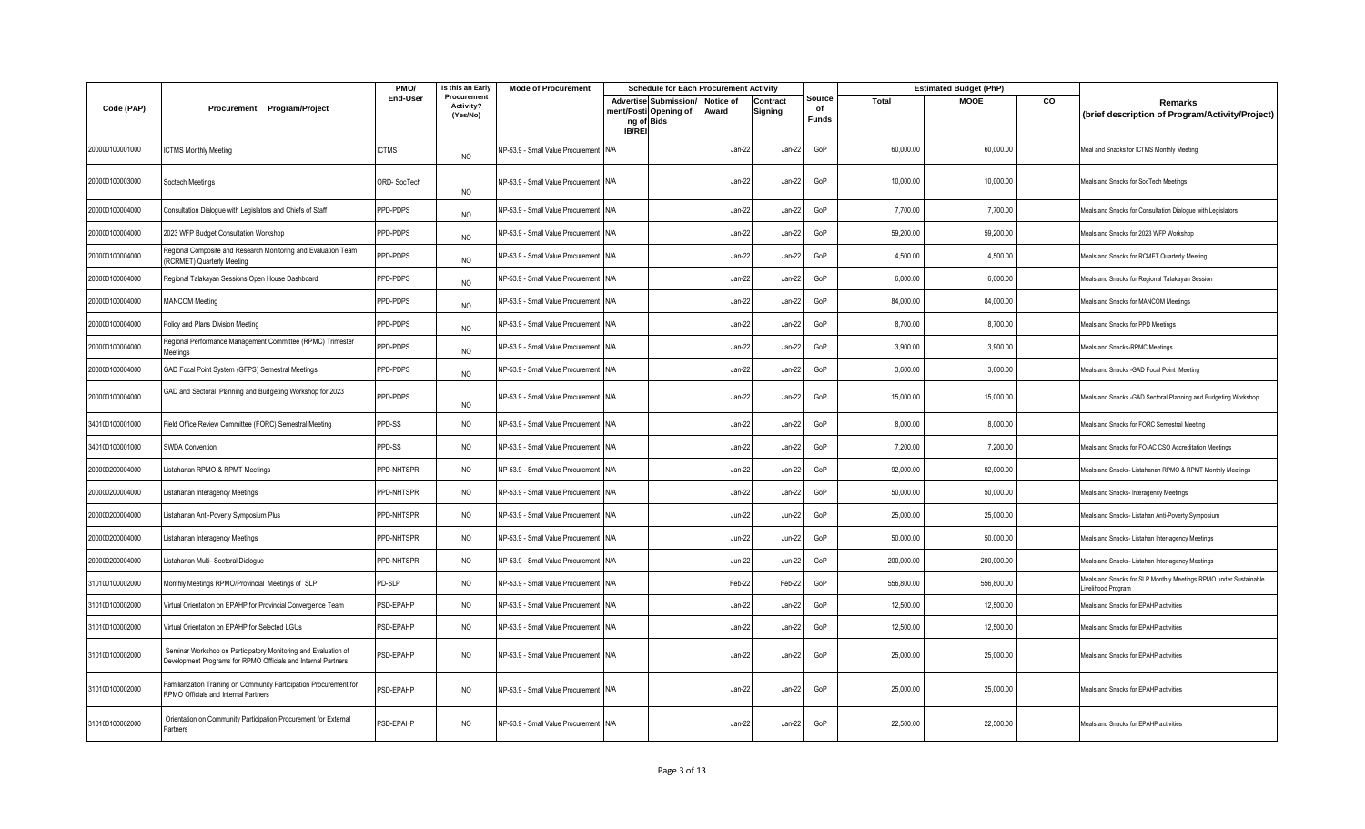| Code (PAP) | Procurement Program/Project | PMO/ End-User | Is this an Early Procurement Activity? (Yes/No) | Mode of Procurement | Schedule for Each Procurement Activity | | | | Source of Funds | Estimated Budget (PhP) | | | Remarks (brief description of Program/Activity/Project) |
|---|---|---|---|---|---|---|---|---|---|---|---|---|---|
| | | | | | Advertisement/Posting of IB/REI | Submission/ Opening of Bids | Notice of Award | Contract Signing | | Total | MOOE | CO | |
| 200000100001000 | ICTMS Monthly Meeting | ICTMS | NO | NP-53.9 - Small Value Procurement | N/A | | Jan-22 | Jan-22 | GoP | 60,000.00 | 60,000.00 | | Meal and Snacks for ICTMS Monthly Meeting |
| 200000100003000 | Soctech Meetings | ORD- SocTech | NO | NP-53.9 - Small Value Procurement | N/A | | Jan-22 | Jan-22 | GoP | 10,000.00 | 10,000.00 | | Meals and Snacks for SocTech Meetings |
| 200000100004000 | Consultation Dialogue with Legislators and Chiefs of Staff | PPD-PDPS | NO | NP-53.9 - Small Value Procurement | N/A | | Jan-22 | Jan-22 | GoP | 7,700.00 | 7,700.00 | | Meals and Snacks for Consultation Dialogue with Legislators |
| 200000100004000 | 2023 WFP Budget Consultation Workshop | PPD-PDPS | NO | NP-53.9 - Small Value Procurement | N/A | | Jan-22 | Jan-22 | GoP | 59,200.00 | 59,200.00 | | Meals and Snacks for 2023 WFP Workshop |
| 200000100004000 | Regional Composite and Research Monitoring and Evaluation Team (RCRMET) Quarterly Meeting | PPD-PDPS | NO | NP-53.9 - Small Value Procurement | N/A | | Jan-22 | Jan-22 | GoP | 4,500.00 | 4,500.00 | | Meals and Snacks for RCMET Quarterly Meeting |
| 200000100004000 | Regional Talakayan Sessions Open House Dashboard | PPD-PDPS | NO | NP-53.9 - Small Value Procurement | N/A | | Jan-22 | Jan-22 | GoP | 6,000.00 | 6,000.00 | | Meals and Snacks for Regional Talakayan Session |
| 200000100004000 | MANCOM Meeting | PPD-PDPS | NO | NP-53.9 - Small Value Procurement | N/A | | Jan-22 | Jan-22 | GoP | 84,000.00 | 84,000.00 | | Meals and Snacks for MANCOM Meetings |
| 200000100004000 | Policy and Plans Division Meeting | PPD-PDPS | NO | NP-53.9 - Small Value Procurement | N/A | | Jan-22 | Jan-22 | GoP | 8,700.00 | 8,700.00 | | Meals and Snacks for PPD Meetings |
| 200000100004000 | Regional Performance Management Committee (RPMC) Trimester Meetings | PPD-PDPS | NO | NP-53.9 - Small Value Procurement | N/A | | Jan-22 | Jan-22 | GoP | 3,900.00 | 3,900.00 | | Meals and Snacks-RPMC Meetings |
| 200000100004000 | GAD Focal Point System (GFPS) Semestral Meetings | PPD-PDPS | NO | NP-53.9 - Small Value Procurement | N/A | | Jan-22 | Jan-22 | GoP | 3,600.00 | 3,600.00 | | Meals and Snacks -GAD Focal Point Meeting |
| 200000100004000 | GAD and Sectoral Planning and Budgeting Workshop for 2023 | PPD-PDPS | NO | NP-53.9 - Small Value Procurement | N/A | | Jan-22 | Jan-22 | GoP | 15,000.00 | 15,000.00 | | Meals and Snacks -GAD Sectoral Planning and Budgeting Workshop |
| 340100100001000 | Field Office Review Committee (FORC) Semestral Meeting | PPD-SS | NO | NP-53.9 - Small Value Procurement | N/A | | Jan-22 | Jan-22 | GoP | 8,000.00 | 8,000.00 | | Meals and Snacks for FORC Semestral Meeting |
| 340100100001000 | SWDA Convention | PPD-SS | NO | NP-53.9 - Small Value Procurement | N/A | | Jan-22 | Jan-22 | GoP | 7,200.00 | 7,200.00 | | Meals and Snacks for FO-AC CSO Accreditation Meetings |
| 200000200004000 | Listahanan RPMO & RPMT Meetings | PPD-NHTSPR | NO | NP-53.9 - Small Value Procurement | N/A | | Jan-22 | Jan-22 | GoP | 92,000.00 | 92,000.00 | | Meals and Snacks- Listahanan RPMO & RPMT Monthly Meetings |
| 200000200004000 | Listahanan Interagency Meetings | PPD-NHTSPR | NO | NP-53.9 - Small Value Procurement | N/A | | Jan-22 | Jan-22 | GoP | 50,000.00 | 50,000.00 | | Meals and Snacks- Interagency Meetings |
| 200000200004000 | Listahanan Anti-Poverty Symposium Plus | PPD-NHTSPR | NO | NP-53.9 - Small Value Procurement | N/A | | Jun-22 | Jun-22 | GoP | 25,000.00 | 25,000.00 | | Meals and Snacks- Listahan Anti-Poverty Symposium |
| 200000200004000 | Listahanan Interagency Meetings | PPD-NHTSPR | NO | NP-53.9 - Small Value Procurement | N/A | | Jun-22 | Jun-22 | GoP | 50,000.00 | 50,000.00 | | Meals and Snacks- Listahan Inter-agency Meetings |
| 200000200004000 | Listahanan Multi- Sectoral Dialogue | PPD-NHTSPR | NO | NP-53.9 - Small Value Procurement | N/A | | Jun-22 | Jun-22 | GoP | 200,000.00 | 200,000.00 | | Meals and Snacks- Listahan Inter-agency Meetings |
| 310100100002000 | Monthly Meetings RPMO/Provincial Meetings of SLP | PD-SLP | NO | NP-53.9 - Small Value Procurement | N/A | | Feb-22 | Feb-22 | GoP | 556,800.00 | 556,800.00 | | Meals and Snacks for SLP Monthly Meetings RPMO under Sustainable Livelihood Program |
| 310100100002000 | Virtual Orientation on EPAHP for Provincial Convergence Team | PSD-EPAHP | NO | NP-53.9 - Small Value Procurement | N/A | | Jan-22 | Jan-22 | GoP | 12,500.00 | 12,500.00 | | Meals and Snacks for EPAHP activities |
| 310100100002000 | Virtual Orientation on EPAHP for Selected LGUs | PSD-EPAHP | NO | NP-53.9 - Small Value Procurement | N/A | | Jan-22 | Jan-22 | GoP | 12,500.00 | 12,500.00 | | Meals and Snacks for EPAHP activities |
| 310100100002000 | Seminar Workshop on Participatory Monitoring and Evaluation of Development Programs for RPMO Officials and Internal Partners | PSD-EPAHP | NO | NP-53.9 - Small Value Procurement | N/A | | Jan-22 | Jan-22 | GoP | 25,000.00 | 25,000.00 | | Meals and Snacks for EPAHP activities |
| 310100100002000 | Familiarization Training on Community Participation Procurement for RPMO Officials and Internal Partners | PSD-EPAHP | NO | NP-53.9 - Small Value Procurement | N/A | | Jan-22 | Jan-22 | GoP | 25,000.00 | 25,000.00 | | Meals and Snacks for EPAHP activities |
| 310100100002000 | Orientation on Community Participation Procurement for External Partners | PSD-EPAHP | NO | NP-53.9 - Small Value Procurement | N/A | | Jan-22 | Jan-22 | GoP | 22,500.00 | 22,500.00 | | Meals and Snacks for EPAHP activities |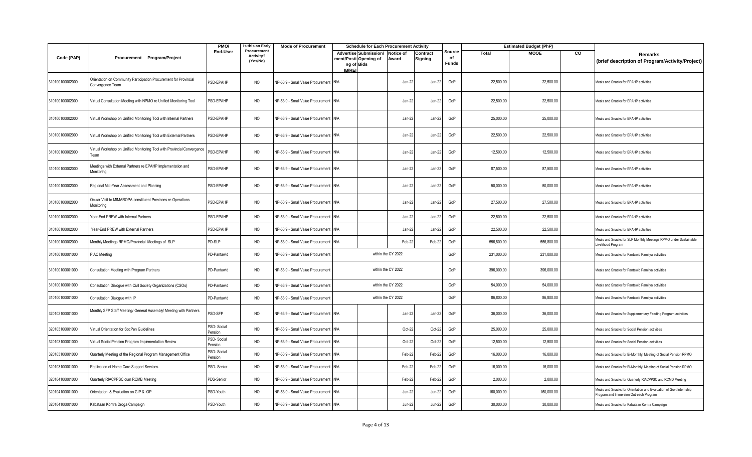| Code (PAP) | Procurement Program/Project | PMO/ End-User | Is this an Early Procurement Activity? (Yes/No) | Mode of Procurement | Schedule for Each Procurement Activity | | | | Source of Funds | Estimated Budget (PhP) | | | Remarks (brief description of Program/Activity/Project) |
|---|---|---|---|---|---|---|---|---|---|---|---|---|---|
| | | | | | Advertisement/Posting of IB/REI | Submission/ Opening of Bids | Notice of Award | Contract Signing | | Total | MOOE | CO | |
| 310100100002000 | Orientation on Community Participation Procurement for Provincial Convergence Team | PSD-EPAHP | NO | NP-53.9 - Small Value Procurement | N/A | | Jan-22 | Jan-22 | GoP | 22,500.00 | 22,500.00 | | Meals and Snacks for EPAHP activities |
| 310100100002000 | Virtual Consultation Meeting with NPMO re Unified Monitoring Tool | PSD-EPAHP | NO | NP-53.9 - Small Value Procurement | N/A | | Jan-22 | Jan-22 | GoP | 22,500.00 | 22,500.00 | | Meals and Snacks for EPAHP activities |
| 310100100002000 | Virtual Workshop on Unified Monitoring Tool with Internal Partners | PSD-EPAHP | NO | NP-53.9 - Small Value Procurement | N/A | | Jan-22 | Jan-22 | GoP | 25,000.00 | 25,000.00 | | Meals and Snacks for EPAHP activities |
| 310100100002000 | Virtual Workshop on Unified Monitoring Tool with External Partners | PSD-EPAHP | NO | NP-53.9 - Small Value Procurement | N/A | | Jan-22 | Jan-22 | GoP | 22,500.00 | 22,500.00 | | Meals and Snacks for EPAHP activities |
| 310100100002000 | Virtual Workshop on Unified Monitoring Tool with Provincial Convergence Team | PSD-EPAHP | NO | NP-53.9 - Small Value Procurement | N/A | | Jan-22 | Jan-22 | GoP | 12,500.00 | 12,500.00 | | Meals and Snacks for EPAHP activities |
| 310100100002000 | Meetings with External Partners re EPAHP Implementation and Monitoring | PSD-EPAHP | NO | NP-53.9 - Small Value Procurement | N/A | | Jan-22 | Jan-22 | GoP | 87,500.00 | 87,500.00 | | Meals and Snacks for EPAHP activities |
| 310100100002000 | Regional Mid-Year Assessment and Planning | PSD-EPAHP | NO | NP-53.9 - Small Value Procurement | N/A | | Jan-22 | Jan-22 | GoP | 50,000.00 | 50,000.00 | | Meals and Snacks for EPAHP activities |
| 310100100002000 | Ocular Visit to MIMAROPA constituent Provinces re Operations Monitoring | PSD-EPAHP | NO | NP-53.9 - Small Value Procurement | N/A | | Jan-22 | Jan-22 | GoP | 27,500.00 | 27,500.00 | | Meals and Snacks for EPAHP activities |
| 310100100002000 | Year-End PREW with Internal Partners | PSD-EPAHP | NO | NP-53.9 - Small Value Procurement | N/A | | Jan-22 | Jan-22 | GoP | 22,500.00 | 22,500.00 | | Meals and Snacks for EPAHP activities |
| 310100100002000 | Year-End PREW with External Partners | PSD-EPAHP | NO | NP-53.9 - Small Value Procurement | N/A | | Jan-22 | Jan-22 | GoP | 22,500.00 | 22,500.00 | | Meals and Snacks for EPAHP activities |
| 310100100002000 | Monthly Meetings RPMO/Provincial Meetings of SLP | PD-SLP | NO | NP-53.9 - Small Value Procurement | N/A | | Feb-22 | Feb-22 | GoP | 556,800.00 | 556,800.00 | | Meals and Snacks for SLP Monthly Meetings RPMO under Sustainable Livelihood Program |
| 310100100001000 | PIAC Meeting | PD-Pantawid | NO | NP-53.9 - Small Value Procurement | within the CY 2022 | | | | GoP | 231,000.00 | 231,000.00 | | Meals and Snacks for Pantawid Pamilya activities |
| 310100100001000 | Consultation Meeting with Program Partners | PD-Pantawid | NO | NP-53.9 - Small Value Procurement | within the CY 2022 | | | | GoP | 396,000.00 | 396,000.00 | | Meals and Snacks for Pantawid Pamilya activities |
| 310100100001000 | Consultation Dialogue with Civil Society Organizations (CSOs) | PD-Pantawid | NO | NP-53.9 - Small Value Procurement | within the CY 2022 | | | | GoP | 54,000.00 | 54,000.00 | | Meals and Snacks for Pantawid Pamilya activities |
| 310100100001000 | Consultation Dialogue with IP | PD-Pantawid | NO | NP-53.9 - Small Value Procurement | within the CY 2022 | | | | GoP | 86,800.00 | 86,800.00 | | Meals and Snacks for Pantawid Pamilya activities |
| 320102100001000 | Monthly SFP Staff Meeting/ General Assembly/ Meeting with Partners | PSD-SFP | NO | NP-53.9 - Small Value Procurement | N/A | | Jan-22 | Jan-22 | GoP | 36,000.00 | 36,000.00 | | Meals and Snacks for Supplementary Feeding Program activities |
| 320103100001000 | Virtual Orientation for SocPen Guidelines | PSD- Social Pension | NO | NP-53.9 - Small Value Procurement | N/A | | Oct-22 | Oct-22 | GoP | 25,000.00 | 25,000.00 | | Meals and Snacks for Social Pension activities |
| 320103100001000 | Virtual Social Pension Program Implementation Review | PSD- Social Pension | NO | NP-53.9 - Small Value Procurement | N/A | | Oct-22 | Oct-22 | GoP | 12,500.00 | 12,500.00 | | Meals and Snacks for Social Pension activities |
| 320103100001000 | Quarterly Meeting of the Regional Program Management Office | PSD- Social Pension | NO | NP-53.9 - Small Value Procurement | N/A | | Feb-22 | Feb-22 | GoP | 16,000.00 | 16,000.00 | | Meals and Snacks for Bi-Monthlyl Meeting of Social Pension RPMO |
| 320103100001000 | Replication of Home Care Support Services | PSD- Senior | NO | NP-53.9 - Small Value Procurement | N/A | | Feb-22 | Feb-22 | GoP | 16,000.00 | 16,000.00 | | Meals and Snacks for Bi-Monthlyl Meeting of Social Pension RPMO |
| 320104100001000 | Quarterly RIACPPSC cum RCMB Meeting | PDS-Senior | NO | NP-53.9 - Small Value Procurement | N/A | | Feb-22 | Feb-22 | GoP | 2,000.00 | 2,000.00 | | Meals and Snacks for Quarterly RIACPPSC and RCMD Meeting |
| 320104100001000 | Orientation & Evaluation on GIP & IOP | PSD-Youth | NO | NP-53.9 - Small Value Procurement | N/A | | Jun-22 | Jun-22 | GoP | 160,000.00 | 160,000.00 | | Meals and Snacks for Orientation and Evaluation of Govt Internship Program and Immersion Outreach Program |
| 320104100001000 | Kabataan Kontra Droga Campaign | PSD-Youth | NO | NP-53.9 - Small Value Procurement | N/A | | Jun-22 | Jun-22 | GoP | 30,000.00 | 30,000.00 | | Meals and Snacks for Kabataan Kontra Campaign |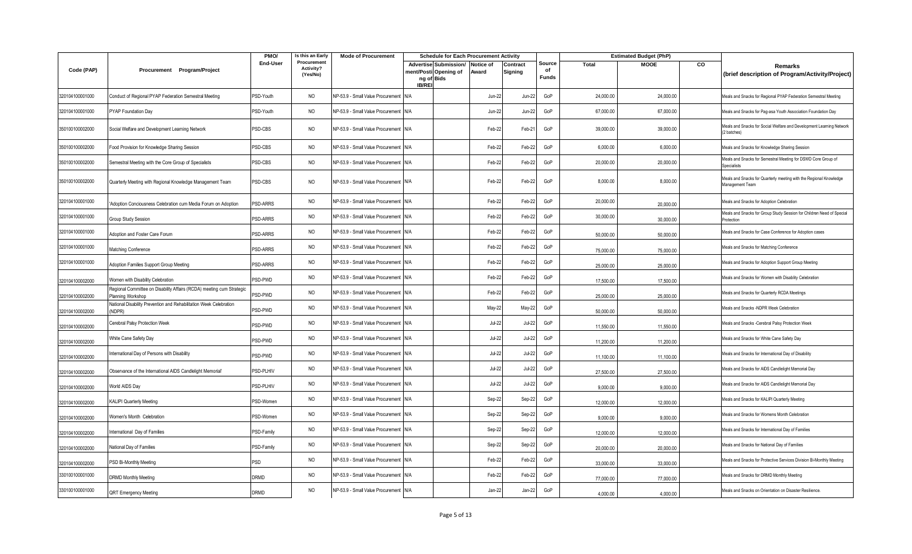| Code (PAP) | Procurement Program/Project | PMO/ End-User | Is this an Early Procurement Activity? (Yes/No) | Mode of Procurement | Schedule for Each Procurement Activity | | | | Source of Funds | Estimated Budget (PhP) | | | Remarks (brief description of Program/Activity/Project) |
|---|---|---|---|---|---|---|---|---|---|---|---|---|---|
| | | | | | Advertisement/Posting of IB/REI | Submission/ Opening of Bids | Notice of Award | Contract Signing | | Total | MOOE | CO | |
| 320104100001000 | Conduct of Regional PYAP Federation Semestral Meeting | PSD-Youth | NO | NP-53.9 - Small Value Procurement | N/A | | Jun-22 | Jun-22 | GoP | 24,000.00 | 24,000.00 | | Meals and Snacks for Regional PYAP Federation Semestral Meeting |
| 320104100001000 | PYAP Foundation Day | PSD-Youth | NO | NP-53.9 - Small Value Procurement | N/A | | Jun-22 | Jun-22 | GoP | 67,000.00 | 67,000.00 | | Meals and Snacks for Pag-asa Youth Association Foundation Day |
| 350100100002000 | Social Welfare and Development Learning Network | PSD-CBS | NO | NP-53.9 - Small Value Procurement | N/A | | Feb-22 | Feb-21 | GoP | 39,000.00 | 39,000.00 | | Meals and Snacks for Social Welfare and Development Learning Network (2 batches) |
| 350100100002000 | Food Provision for Knowledge Sharing Session | PSD-CBS | NO | NP-53.9 - Small Value Procurement | N/A | | Feb-22 | Feb-22 | GoP | 6,000.00 | 6,000.00 | | Meals and Snacks for Knowledge Sharing Session |
| 350100100002000 | Semestral Meeting with the Core Group of Specialists | PSD-CBS | NO | NP-53.9 - Small Value Procurement | N/A | | Feb-22 | Feb-22 | GoP | 20,000.00 | 20,000.00 | | Meals and Snacks for Semestral Meeting for DSWD Core Group of Specialists |
| 350100100002000 | Quarterly Meeting with Regional Knowledge Management Team | PSD-CBS | NO | NP-53.9 - Small Value Procurement | N/A | | Feb-22 | Feb-22 | GoP | 8,000.00 | 8,000.00 | | Meals and Snacks for Quarterly meeting with the Regional Knowledge Management Team |
| 320104100001000 | 'Adoption Conciousness Celebration cum Media Forum on Adoption | PSD-ARRS | NO | NP-53.9 - Small Value Procurement | N/A | | Feb-22 | Feb-22 | GoP | 20,000.00 | 20,000.00 | | Meals and Snacks for Adoption Celebration |
| 320104100001000 | Group Study Session | PSD-ARRS | NO | NP-53.9 - Small Value Procurement | N/A | | Feb-22 | Feb-22 | GoP | 30,000.00 | 30,000.00 | | Meals and Snacks for Group Study Session for Children Need of Special Protection |
| 320104100001000 | Adoption and Foster Care Forum | PSD-ARRS | NO | NP-53.9 - Small Value Procurement | N/A | | Feb-22 | Feb-22 | GoP | 50,000.00 | 50,000.00 | | Meals and Snacks for Case Conference for Adoption cases |
| 320104100001000 | Matching Conference | PSD-ARRS | NO | NP-53.9 - Small Value Procurement | N/A | | Feb-22 | Feb-22 | GoP | 75,000.00 | 75,000.00 | | Meals and Snacks for Matching Conference |
| 320104100001000 | Adoption Families Support Group Meeting | PSD-ARRS | NO | NP-53.9 - Small Value Procurement | N/A | | Feb-22 | Feb-22 | GoP | 25,000.00 | 25,000.00 | | Meals and Snacks for Adoption Support Group Meeting |
| 320104100002000 | Women with Disability Celebration | PSD-PWD | NO | NP-53.9 - Small Value Procurement | N/A | | Feb-22 | Feb-22 | GoP | 17,500.00 | 17,500.00 | | Meals and Snacks for Women with Disablity Celebration |
| 320104100002000 | Regional Committee on Disability Affairs (RCDA) meeting cum Strategic Planning Workshop | PSD-PWD | NO | NP-53.9 - Small Value Procurement | N/A | | Feb-22 | Feb-22 | GoP | 25,000.00 | 25,000.00 | | Meals and Snacks for Quarterly RCDA Meetings |
| 320104100002000 | National Disability Prevention and Rehabilitation Week Celebration (NDPR) | PSD-PWD | NO | NP-53.9 - Small Value Procurement | N/A | | May-22 | May-22 | GoP | 50,000.00 | 50,000.00 | | Meals and Snacks -NDPR Week Celebration |
| 320104100002000 | Cerebral Palsy Protection Week | PSD-PWD | NO | NP-53.9 - Small Value Procurement | N/A | | Jul-22 | Jul-22 | GoP | 11,550.00 | 11,550.00 | | Meals and Snacks -Cerebral Palsy Protection Week |
| 320104100002000 | White Cane Safety Day | PSD-PWD | NO | NP-53.9 - Small Value Procurement | N/A | | Jul-22 | Jul-22 | GoP | 11,200.00 | 11,200.00 | | Meals and Snacks for White Cane Safety Day |
| 320104100002000 | International Day of Persons with Disability | PSD-PWD | NO | NP-53.9 - Small Value Procurement | N/A | | Jul-22 | Jul-22 | GoP | 11,100.00 | 11,100.00 | | Meals and Snacks for International Day of Disability |
| 320104100002000 | Observance of the International AIDS Candlelight Memorial' | PSD-PLHIV | NO | NP-53.9 - Small Value Procurement | N/A | | Jul-22 | Jul-22 | GoP | 27,500.00 | 27,500.00 | | Meals and Snacks for AIDS Candlelight Memorial Day |
| 320104100002000 | World AIDS Day | PSD-PLHIV | NO | NP-53.9 - Small Value Procurement | N/A | | Jul-22 | Jul-22 | GoP | 9,000.00 | 9,000.00 | | Meals and Snacks for AIDS Candlelight Memorial Day |
| 320104100002000 | KALIPI Quarterly Meeting | PSD-Women | NO | NP-53.9 - Small Value Procurement | N/A | | Sep-22 | Sep-22 | GoP | 12,000.00 | 12,000.00 | | Meals and Snacks for KALIPI Quarterly Meeting |
| 320104100002000 | Women's Month Celebration | PSD-Women | NO | NP-53.9 - Small Value Procurement | N/A | | Sep-22 | Sep-22 | GoP | 9,000.00 | 9,000.00 | | Meals and Snacks for Womens Month Celebration |
| 320104100002000 | International Day of Families | PSD-Family | NO | NP-53.9 - Small Value Procurement | N/A | | Sep-22 | Sep-22 | GoP | 12,000.00 | 12,000.00 | | Meals and Snacks for International Day of Families |
| 320104100002000 | National Day of Families | PSD-Family | NO | NP-53.9 - Small Value Procurement | N/A | | Sep-22 | Sep-22 | GoP | 20,000.00 | 20,000.00 | | Meals and Snacks for National Day of Families |
| 320104100002000 | PSD Bi-Monthly Meeting | PSD | NO | NP-53.9 - Small Value Procurement | N/A | | Feb-22 | Feb-22 | GoP | 33,000.00 | 33,000.00 | | Meals and Snacks for Protective Services Division Bi-Monthly Meeting |
| 330100100001000 | DRMD Monthly Meeting | DRMD | NO | NP-53.9 - Small Value Procurement | N/A | | Feb-22 | Feb-22 | GoP | 77,000.00 | 77,000.00 | | Meals and Snacks for DRMD Monthly Meeting |
| 330100100001000 | QRT Emergency Meeting | DRMD | NO | NP-53.9 - Small Value Procurement | N/A | | Jan-22 | Jan-22 | GoP | 4,000.00 | 4,000.00 | | Meals and Snacks on Orientation on Disaster Resilience. |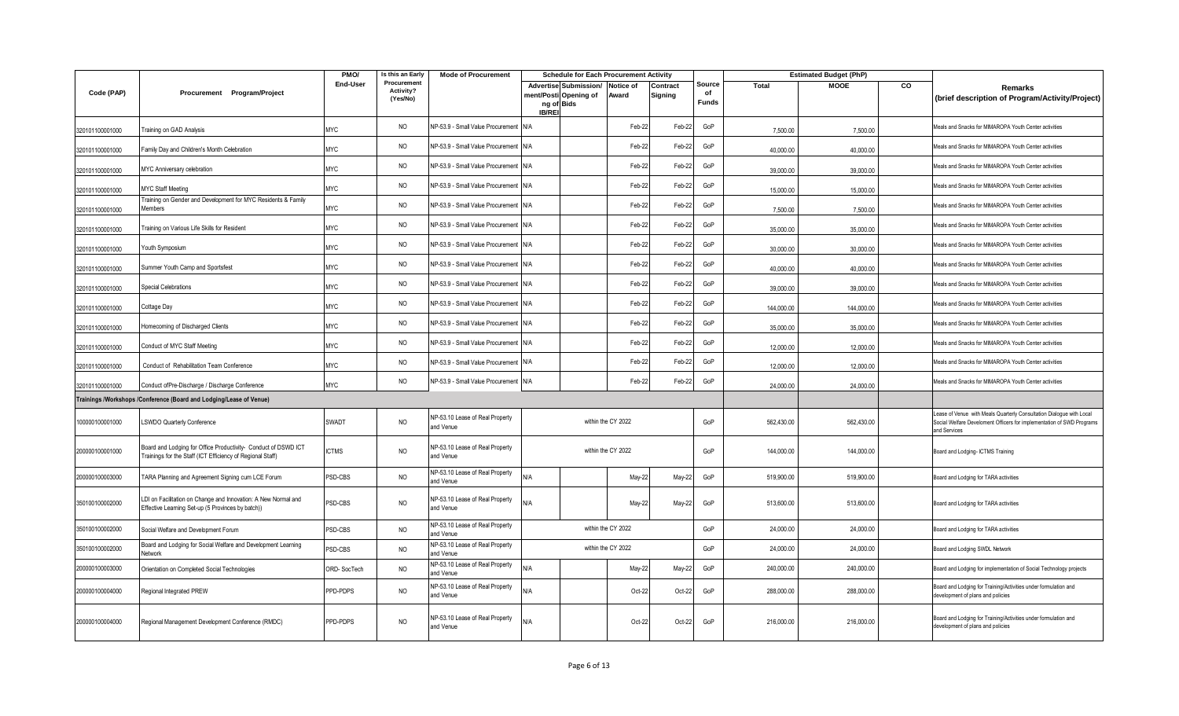| Code (PAP) | Procurement Program/Project | PMO/ End-User | Is this an Early Procurement Activity? (Yes/No) | Mode of Procurement | Schedule for Each Procurement Activity | | | | Source of Funds | Estimated Budget (PhP) | | | Remarks (brief description of Program/Activity/Project) |
|---|---|---|---|---|---|---|---|---|---|---|---|---|---|
| | | | | | Advertisement/Posting of IB/REI | Submission/ Opening of Bids | Notice of Award | Contract Signing | | Total | MOOE | CO | |
| 320101100001000 | Training on GAD Analysis | MYC | NO | NP-53.9 - Small Value Procurement | N/A | | Feb-22 | Feb-22 | GoP | 7,500.00 | 7,500.00 | | Meals and Snacks for MIMAROPA Youth Center activities |
| 320101100001000 | Family Day and Children's Month Celebration | MYC | NO | NP-53.9 - Small Value Procurement | N/A | | Feb-22 | Feb-22 | GoP | 40,000.00 | 40,000.00 | | Meals and Snacks for MIMAROPA Youth Center activities |
| 320101100001000 | MYC Anniversary celebration | MYC | NO | NP-53.9 - Small Value Procurement | N/A | | Feb-22 | Feb-22 | GoP | 39,000.00 | 39,000.00 | | Meals and Snacks for MIMAROPA Youth Center activities |
| 320101100001000 | MYC Staff Meeting | MYC | NO | NP-53.9 - Small Value Procurement | N/A | | Feb-22 | Feb-22 | GoP | 15,000.00 | 15,000.00 | | Meals and Snacks for MIMAROPA Youth Center activities |
| 320101100001000 | Training on Gender and Development for MYC Residents & Family Members | MYC | NO | NP-53.9 - Small Value Procurement | N/A | | Feb-22 | Feb-22 | GoP | 7,500.00 | 7,500.00 | | Meals and Snacks for MIMAROPA Youth Center activities |
| 320101100001000 | Training on Various Life Skills for Resident | MYC | NO | NP-53.9 - Small Value Procurement | N/A | | Feb-22 | Feb-22 | GoP | 35,000.00 | 35,000.00 | | Meals and Snacks for MIMAROPA Youth Center activities |
| 320101100001000 | Youth Symposium | MYC | NO | NP-53.9 - Small Value Procurement | N/A | | Feb-22 | Feb-22 | GoP | 30,000.00 | 30,000.00 | | Meals and Snacks for MIMAROPA Youth Center activities |
| 320101100001000 | Summer Youth Camp and Sportsfest | MYC | NO | NP-53.9 - Small Value Procurement | N/A | | Feb-22 | Feb-22 | GoP | 40,000.00 | 40,000.00 | | Meals and Snacks for MIMAROPA Youth Center activities |
| 320101100001000 | Special Celebrations | MYC | NO | NP-53.9 - Small Value Procurement | N/A | | Feb-22 | Feb-22 | GoP | 39,000.00 | 39,000.00 | | Meals and Snacks for MIMAROPA Youth Center activities |
| 320101100001000 | Cottage Day | MYC | NO | NP-53.9 - Small Value Procurement | N/A | | Feb-22 | Feb-22 | GoP | 144,000.00 | 144,000.00 | | Meals and Snacks for MIMAROPA Youth Center activities |
| 320101100001000 | Homecoming of Discharged Clients | MYC | NO | NP-53.9 - Small Value Procurement | N/A | | Feb-22 | Feb-22 | GoP | 35,000.00 | 35,000.00 | | Meals and Snacks for MIMAROPA Youth Center activities |
| 320101100001000 | Conduct of MYC Staff Meeting | MYC | NO | NP-53.9 - Small Value Procurement | N/A | | Feb-22 | Feb-22 | GoP | 12,000.00 | 12,000.00 | | Meals and Snacks for MIMAROPA Youth Center activities |
| 320101100001000 | Conduct of Rehabilitation Team Conference | MYC | NO | NP-53.9 - Small Value Procurement | N/A | | Feb-22 | Feb-22 | GoP | 12,000.00 | 12,000.00 | | Meals and Snacks for MIMAROPA Youth Center activities |
| 320101100001000 | Conduct ofPre-Discharge / Discharge Conference | MYC | NO | NP-53.9 - Small Value Procurement | N/A | | Feb-22 | Feb-22 | GoP | 24,000.00 | 24,000.00 | | Meals and Snacks for MIMAROPA Youth Center activities |
| **Trainings /Workshops /Conference (Board and Lodging/Lease of Venue)** | | | | | | | | | | | | | |
| 100000100001000 | LSWDO Quarterly Conference | SWADT | NO | NP-53.10 Lease of Real Property and Venue | within the CY 2022 | | | | GoP | 562,430.00 | 562,430.00 | | Lease of Venue with Meals Quarterly Consultation Dialogue with Local Social Welfare Develoment Officers for implementation of SWD Programs and Services |
| 200000100001000 | Board and Lodging for Office Productivity- Conduct of DSWD ICT Trainings for the Staff (ICT Efficiency of Regional Staff) | ICTMS | NO | NP-53.10 Lease of Real Property and Venue | within the CY 2022 | | | | GoP | 144,000.00 | 144,000.00 | | Board and Lodging- ICTMS Training |
| 200000100003000 | TARA Planning and Agreement Signing cum LCE Forum | PSD-CBS | NO | NP-53.10 Lease of Real Property and Venue | N/A | | May-22 | May-22 | GoP | 519,900.00 | 519,900.00 | | Board and Lodging for TARA activities |
| 350100100002000 | LDI on Facilitation on Change and Innovation: A New Normal and Effective Learning Set-up (5 Provinces by batch)) | PSD-CBS | NO | NP-53.10 Lease of Real Property and Venue | N/A | | May-22 | May-22 | GoP | 513,600.00 | 513,600.00 | | Board and Lodging for TARA activities |
| 350100100002000 | Social Welfare and Development Forum | PSD-CBS | NO | NP-53.10 Lease of Real Property and Venue | within the CY 2022 | | | | GoP | 24,000.00 | 24,000.00 | | Board and Lodging for TARA activities |
| 350100100002000 | Board and Lodging for Social Welfare and Development Learning Network | PSD-CBS | NO | NP-53.10 Lease of Real Property and Venue | within the CY 2022 | | | | GoP | 24,000.00 | 24,000.00 | | Board and Lodging SWDL Network |
| 200000100003000 | Orientation on Completed Social Technologies | ORD- SocTech | NO | NP-53.10 Lease of Real Property and Venue | N/A | | May-22 | May-22 | GoP | 240,000.00 | 240,000.00 | | Board and Lodging for implementation of Social Technology projects |
| 200000100004000 | Regional Integrated PREW | PPD-PDPS | NO | NP-53.10 Lease of Real Property and Venue | N/A | | Oct-22 | Oct-22 | GoP | 288,000.00 | 288,000.00 | | Board and Lodging for Training/Activities under formulation and development of plans and policies |
| 200000100004000 | Regional Management Development Conference (RMDC) | PPD-PDPS | NO | NP-53.10 Lease of Real Property and Venue | N/A | | Oct-22 | Oct-22 | GoP | 216,000.00 | 216,000.00 | | Board and Lodging for Training/Activities under formulation and development of plans and policies |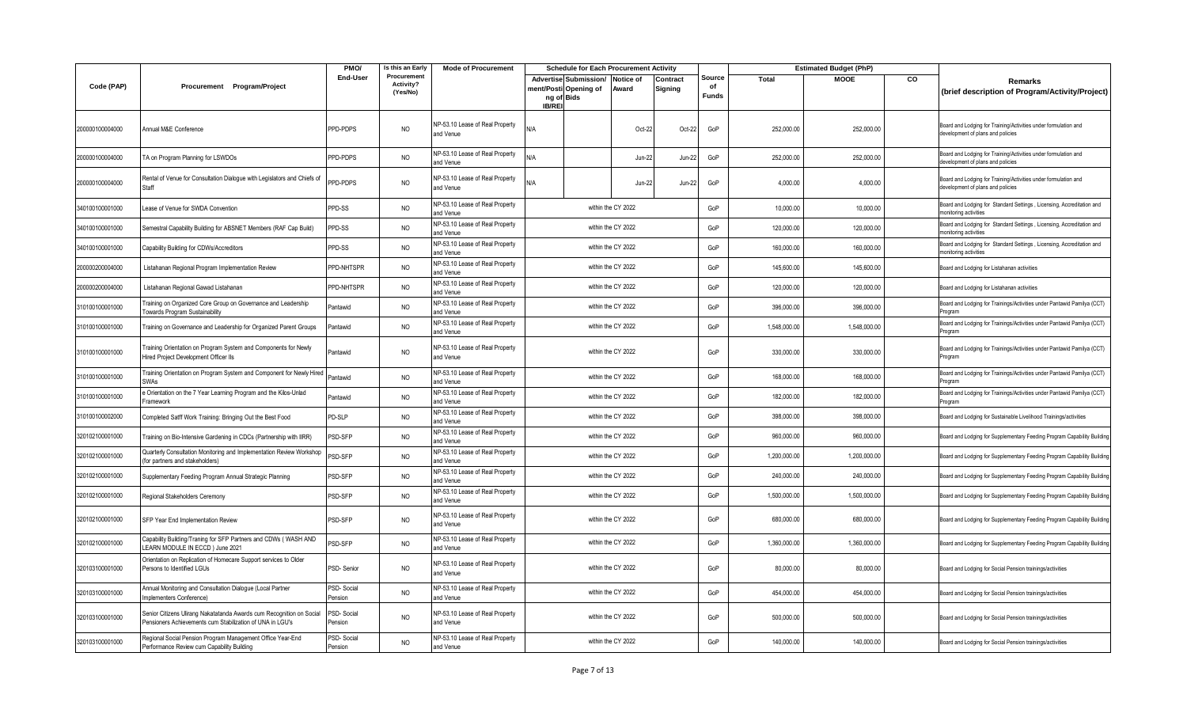| Code (PAP) | Procurement Program/Project | PMO/ End-User | Is this an Early Procurement Activity? (Yes/No) | Mode of Procurement | Schedule for Each Procurement Activity | | | | Source of Funds | Estimated Budget (PhP) | | | Remarks (brief description of Program/Activity/Project) |
|---|---|---|---|---|---|---|---|---|---|---|---|---|---|
| | | | | | Advertisement/Posting of IB/REI | Submission/ Opening of Bids | Notice of Award | Contract Signing | | Total | MOOE | CO | |
| 200000100004000 | Annual M&E Conference | PPD-PDPS | NO | NP-53.10 Lease of Real Property and Venue | N/A | | Oct-22 | Oct-22 | GoP | 252,000.00 | 252,000.00 | | Board and Lodging for Training/Activities under formulation and development of plans and policies |
| 200000100004000 | TA on Program Planning for LSWDOs | PPD-PDPS | NO | NP-53.10 Lease of Real Property and Venue | N/A | | Jun-22 | Jun-22 | GoP | 252,000.00 | 252,000.00 | | Board and Lodging for Training/Activities under formulation and development of plans and policies |
| 200000100004000 | Rental of Venue for Consultation Dialogue with Legislators and Chiefs of Staff | PPD-PDPS | NO | NP-53.10 Lease of Real Property and Venue | N/A | | Jun-22 | Jun-22 | GoP | 4,000.00 | 4,000.00 | | Board and Lodging for Training/Activities under formulation and development of plans and policies |
| 340100100001000 | Lease of Venue for SWDA Convention | PPD-SS | NO | NP-53.10 Lease of Real Property and Venue | within the CY 2022 | | | | GoP | 10,000.00 | 10,000.00 | | Board and Lodging for Standard Settings , Licensing, Accreditation and monitoring activities |
| 340100100001000 | Semestral Capability Building for ABSNET Members (RAF Cap Build) | PPD-SS | NO | NP-53.10 Lease of Real Property and Venue | within the CY 2022 | | | | GoP | 120,000.00 | 120,000.00 | | Board and Lodging for Standard Settings , Licensing, Accreditation and monitoring activities |
| 340100100001000 | Capability Building for CDWs/Accreditors | PPD-SS | NO | NP-53.10 Lease of Real Property and Venue | within the CY 2022 | | | | GoP | 160,000.00 | 160,000.00 | | Board and Lodging for Standard Settings , Licensing, Accreditation and monitoring activities |
| 200000200004000 | Listahanan Regional Program Implementation Review | PPD-NHTSPR | NO | NP-53.10 Lease of Real Property and Venue | within the CY 2022 | | | | GoP | 145,600.00 | 145,600.00 | | Board and Lodging for Listahanan activities |
| 200000200004000 | Listahanan Regional Gawad Listahanan | PPD-NHTSPR | NO | NP-53.10 Lease of Real Property and Venue | within the CY 2022 | | | | GoP | 120,000.00 | 120,000.00 | | Board and Lodging for Listahanan activities |
| 310100100001000 | Training on Organized Core Group on Governance and Leadership Towards Program Sustainability | Pantawid | NO | NP-53.10 Lease of Real Property and Venue | within the CY 2022 | | | | GoP | 396,000.00 | 396,000.00 | | Board and Lodging for Trainings/Activities under Pantawid Pamilya (CCT) Program |
| 310100100001000 | Training on Governance and Leadership for Organized Parent Groups | Pantawid | NO | NP-53.10 Lease of Real Property and Venue | within the CY 2022 | | | | GoP | 1,548,000.00 | 1,548,000.00 | | Board and Lodging for Trainings/Activities under Pantawid Pamilya (CCT) Program |
| 310100100001000 | Training Orientation on Program System and Components for Newly Hired Project Development Officer IIs | Pantawid | NO | NP-53.10 Lease of Real Property and Venue | within the CY 2022 | | | | GoP | 330,000.00 | 330,000.00 | | Board and Lodging for Trainings/Activities under Pantawid Pamilya (CCT) Program |
| 310100100001000 | Training Orientation on Program System and Component for Newly Hired SWAs | Pantawid | NO | NP-53.10 Lease of Real Property and Venue | within the CY 2022 | | | | GoP | 168,000.00 | 168,000.00 | | Board and Lodging for Trainings/Activities under Pantawid Pamilya (CCT) Program |
| 310100100001000 | e Orientation on the 7 Year Learning Program and the Kilos-Unlad Framework | Pantawid | NO | NP-53.10 Lease of Real Property and Venue | within the CY 2022 | | | | GoP | 182,000.00 | 182,000.00 | | Board and Lodging for Trainings/Activities under Pantawid Pamilya (CCT) Program |
| 310100100002000 | Completed Satff Work Training: Bringing Out the Best Food | PD-SLP | NO | NP-53.10 Lease of Real Property and Venue | within the CY 2022 | | | | GoP | 398,000.00 | 398,000.00 | | Board and Lodging for Sustainable Livelihood Trainings/activities |
| 320102100001000 | Training on Bio-Intensive Gardening in CDCs (Partnership with IIRR) | PSD-SFP | NO | NP-53.10 Lease of Real Property and Venue | within the CY 2022 | | | | GoP | 960,000.00 | 960,000.00 | | Board and Lodging for Supplementary Feeding Program Capability Building |
| 320102100001000 | Quarterly Consultation Monitoring and Implementation Review Workshop (for partners and stakeholders) | PSD-SFP | NO | NP-53.10 Lease of Real Property and Venue | within the CY 2022 | | | | GoP | 1,200,000.00 | 1,200,000.00 | | Board and Lodging for Supplementary Feeding Program Capability Building |
| 320102100001000 | Supplementary Feeding Program Annual Strategic Planning | PSD-SFP | NO | NP-53.10 Lease of Real Property and Venue | within the CY 2022 | | | | GoP | 240,000.00 | 240,000.00 | | Board and Lodging for Supplementary Feeding Program Capability Building |
| 320102100001000 | Regional Stakeholders Ceremony | PSD-SFP | NO | NP-53.10 Lease of Real Property and Venue | within the CY 2022 | | | | GoP | 1,500,000.00 | 1,500,000.00 | | Board and Lodging for Supplementary Feeding Program Capability Building |
| 320102100001000 | SFP Year End Implementation Review | PSD-SFP | NO | NP-53.10 Lease of Real Property and Venue | within the CY 2022 | | | | GoP | 680,000.00 | 680,000.00 | | Board and Lodging for Supplementary Feeding Program Capability Building |
| 320102100001000 | Capability Building/Traning for SFP Partners and CDWs ( WASH AND LEARN MODULE IN ECCD ) June 2021 | PSD-SFP | NO | NP-53.10 Lease of Real Property and Venue | within the CY 2022 | | | | GoP | 1,360,000.00 | 1,360,000.00 | | Board and Lodging for Supplementary Feeding Program Capability Building |
| 320103100001000 | Orientation on Replication of Homecare Support services to Older Persons to Identified LGUs | PSD- Senior | NO | NP-53.10 Lease of Real Property and Venue | within the CY 2022 | | | | GoP | 80,000.00 | 80,000.00 | | Board and Lodging for Social Pension trainings/activities |
| 320103100001000 | Annual Monitoring and Consultation Dialogue (Local Partner Implementers Conference) | PSD- Social Pension | NO | NP-53.10 Lease of Real Property and Venue | within the CY 2022 | | | | GoP | 454,000.00 | 454,000.00 | | Board and Lodging for Social Pension trainings/activities |
| 320103100001000 | Senior Citizens Ulirang Nakatatanda Awards cum Recognition on Social Pensioners Achievements cum Stabilization of UNA in LGU's | PSD- Social Pension | NO | NP-53.10 Lease of Real Property and Venue | within the CY 2022 | | | | GoP | 500,000.00 | 500,000.00 | | Board and Lodging for Social Pension trainings/activities |
| 320103100001000 | Regional Social Pension Program Management Office Year-End Performance Review cum Capability Building | PSD- Social Pension | NO | NP-53.10 Lease of Real Property and Venue | within the CY 2022 | | | | GoP | 140,000.00 | 140,000.00 | | Board and Lodging for Social Pension trainings/activities |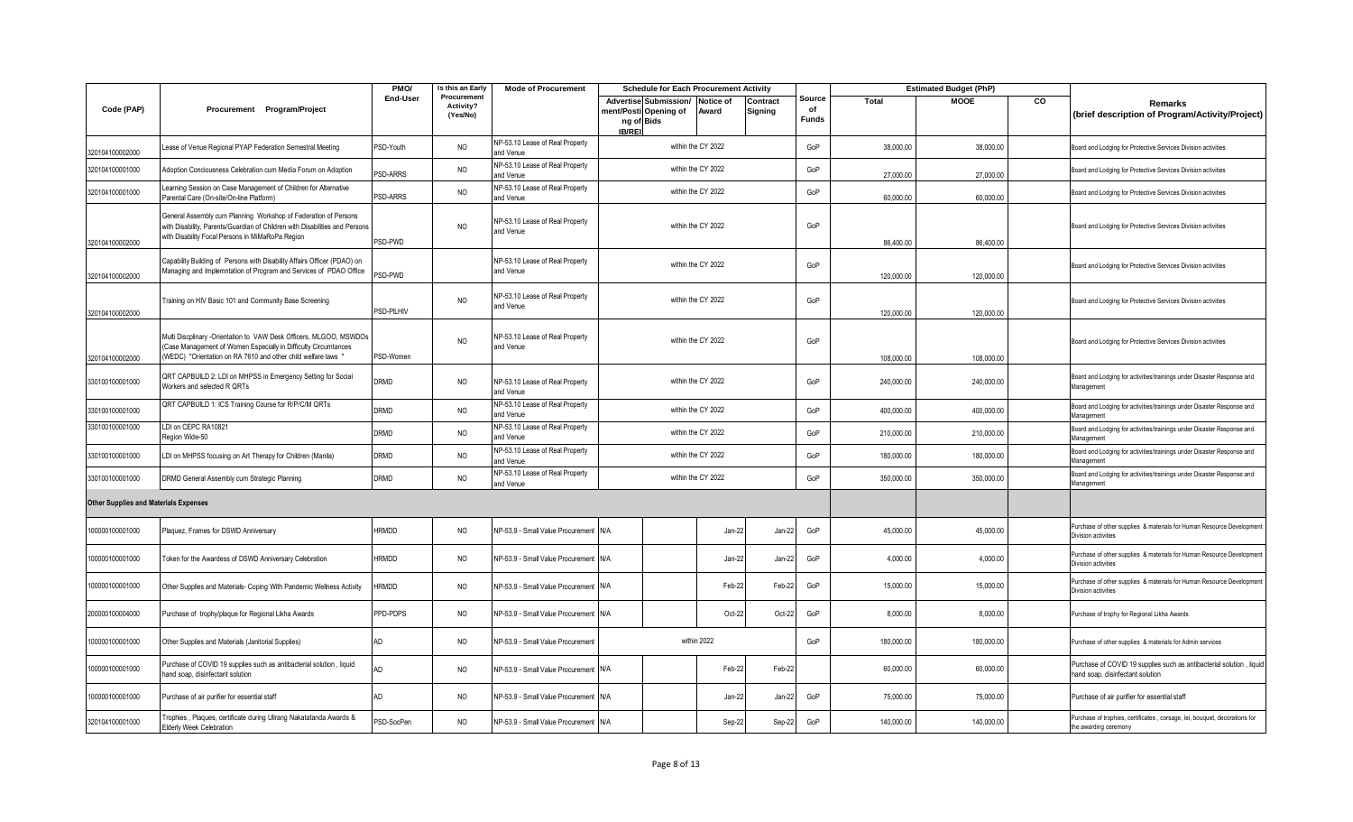| Code (PAP) | Procurement Program/Project | PMO/ End-User | Is this an Early Procurement Activity? (Yes/No) | Mode of Procurement | Schedule for Each Procurement Activity | | | | Source of Funds | Estimated Budget (PhP) | | | Remarks (brief description of Program/Activity/Project) |
|---|---|---|---|---|---|---|---|---|---|---|---|---|---|
| | | | | | Advertisement/Posting of IB/REI | Submission/ Opening of Bids | Notice of Award | Contract Signing | | Total | MOOE | CO | |
| 320104100002000 | Lease of Venue Regional PYAP Federation Semestral Meeting | PSD-Youth | NO | NP-53.10 Lease of Real Property and Venue | within the CY 2022 | | | | GoP | 38,000.00 | 38,000.00 | | Board and Lodging for Protective Services Division activities |
| 320104100001000 | Adoption Conciousness Celebration cum Media Forum on Adoption | PSD-ARRS | NO | NP-53.10 Lease of Real Property and Venue | within the CY 2022 | | | | GoP | 27,000.00 | 27,000.00 | | Board and Lodging for Protective Services Division activities |
| 320104100001000 | Learning Session on Case Management of Children for Alternative Parental Care (On-site/On-line Platform) | PSD-ARRS | NO | NP-53.10 Lease of Real Property and Venue | within the CY 2022 | | | | GoP | 60,000.00 | 60,000.00 | | Board and Lodging for Protective Services Division activities |
| 320104100002000 | General Assembly cum Planning Workshop of Federation of Persons with Disability, Parents/Guardian of Children with Disabilities and Persons with Disability Focal Persons in MiMaRoPa Region | PSD-PWD | NO | NP-53.10 Lease of Real Property and Venue | within the CY 2022 | | | | GoP | 86,400.00 | 86,400.00 | | Board and Lodging for Protective Services Division activities |
| 320104100002000 | Capability Building of Persons with Disability Affairs Officer (PDAO) on Managing and Implemntation of Program and Services of PDAO Office | PSD-PWD | | NP-53.10 Lease of Real Property and Venue | within the CY 2022 | | | | GoP | 120,000.00 | 120,000.00 | | Board and Lodging for Protective Services Division activities |
| 320104100002000 | Training on HIV Basic 101 and Community Base Screening | PSD-PLHIV | NO | NP-53.10 Lease of Real Property and Venue | within the CY 2022 | | | | GoP | 120,000.00 | 120,000.00 | | Board and Lodging for Protective Services Division activities |
| 320104100002000 | Multi Discplinary -Orientation to VAW Desk Officers, MLGOO, MSWDOs (Case Management of Women Especially in Difficulty Circumtances (WEDC) "Orientation on RA 7610 and other child welfare laws " | PSD-Women | NO | NP-53.10 Lease of Real Property and Venue | within the CY 2022 | | | | GoP | 108,000.00 | 108,000.00 | | Board and Lodging for Protective Services Division activities |
| 330100100001000 | QRT CAPBUILD 2: LDI on MHPSS in Emergency Setting for Social Workers and selected R QRTs | DRMD | NO | NP-53.10 Lease of Real Property and Venue | within the CY 2022 | | | | GoP | 240,000.00 | 240,000.00 | | Board and Lodging for activities/trainings under Disaster Response and Management |
| 330100100001000 | QRT CAPBUILD 1: ICS Training Course for R/P/C/M QRTs | DRMD | NO | NP-53.10 Lease of Real Property and Venue | within the CY 2022 | | | | GoP | 400,000.00 | 400,000.00 | | Board and Lodging for activities/trainings under Disaster Response and Management |
| 330100100001000 | LDI on CEPC RA10821 Region Wide-50 | DRMD | NO | NP-53.10 Lease of Real Property and Venue | within the CY 2022 | | | | GoP | 210,000.00 | 210,000.00 | | Board and Lodging for activities/trainings under Disaster Response and Management |
| 330100100001000 | LDI on MHPSS focusing on Art Therapy for Children (Manila) | DRMD | NO | NP-53.10 Lease of Real Property and Venue | within the CY 2022 | | | | GoP | 180,000.00 | 180,000.00 | | Board and Lodging for activities/trainings under Disaster Response and Management |
| 330100100001000 | DRMD General Assembly cum Strategic Planning | DRMD | NO | NP-53.10 Lease of Real Property and Venue | within the CY 2022 | | | | GoP | 350,000.00 | 350,000.00 | | Board and Lodging for activities/trainings under Disaster Response and Management |
| **Other Supplies and Materials Expenses** | | | | | | | | | | | | | |
| 100000100001000 | Plaquez, Frames for DSWD Anniversary | HRMDD | NO | NP-53.9 - Small Value Procurement | N/A | | Jan-22 | Jan-22 | GoP | 45,000.00 | 45,000.00 | | Purchase of other supplies & materials for Human Resource Development Division activities |
| 100000100001000 | Token for the Awardess of DSWD Anniversary Celebration | HRMDD | NO | NP-53.9 - Small Value Procurement | N/A | | Jan-22 | Jan-22 | GoP | 4,000.00 | 4,000.00 | | Purchase of other supplies & materials for Human Resource Development Division activities |
| 100000100001000 | Other Supplies and Materials- Coping With Pandemic Wellness Activity | HRMDD | NO | NP-53.9 - Small Value Procurement | N/A | | Feb-22 | Feb-22 | GoP | 15,000.00 | 15,000.00 | | Purchase of other supplies & materials for Human Resource Development Division activities |
| 200000100004000 | Purchase of trophy/plaque for Regional Likha Awards | PPD-PDPS | NO | NP-53.9 - Small Value Procurement | N/A | | Oct-22 | Oct-22 | GoP | 8,000.00 | 8,000.00 | | Purchase of trophy for Regional Likha Awards |
| 100000100001000 | Other Supplies and Materials (Janitorial Supplies) | AD | NO | NP-53.9 - Small Value Procurement | within 2022 | | | | GoP | 180,000.00 | 180,000.00 | | Purchase of other supplies & materials for Admin services |
| 100000100001000 | Purchase of COVID 19 supplies such as antibacterial solution , liquid hand soap, disinfectant solution | AD | NO | NP-53.9 - Small Value Procurement | N/A | | Feb-22 | Feb-22 | | 60,000.00 | 60,000.00 | | Purchase of COVID 19 supplies such as antibacterial solution , liquid hand soap, disinfectant solution |
| 100000100001000 | Purchase of air purifier for essential staff | AD | NO | NP-53.9 - Small Value Procurement | N/A | | Jan-22 | Jan-22 | GoP | 75,000.00 | 75,000.00 | | Purchase of air purifier for essential staff |
| 320104100001000 | Trophies , Plaques, certificate during Ulirang Nakatatanda Awards & Elderly Week Celebration | PSD-SocPen | NO | NP-53.9 - Small Value Procurement | N/A | | Sep-22 | Sep-22 | GoP | 140,000.00 | 140,000.00 | | Purchase of trophies, certificates , corsage, lei, bouquet, decorations for the awarding ceremony |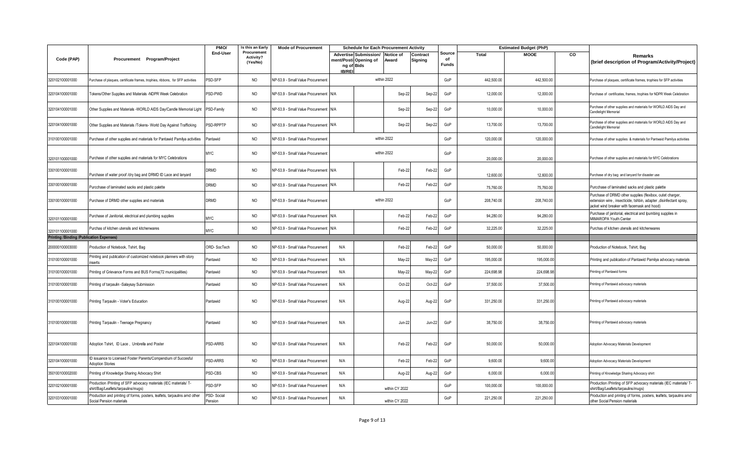| Code (PAP) | Procurement Program/Project | PMO/ End-User | Is this an Early Procurement Activity? (Yes/No) | Mode of Procurement | Schedule for Each Procurement Activity | | | | Source of Funds | Estimated Budget (PhP) | | | Remarks (brief description of Program/Activity/Project) |
|---|---|---|---|---|---|---|---|---|---|---|---|---|---|
| | | | | | Advertisement/Posting of IB/REI | Submission/ Opening of Bids | Notice of Award | Contract Signing | | Total | MOOE | CO | |
| 320102100001000 | Purchase of plaques, certificate frames, trophies, ribbons, for SFP activities | PSD-SFP | NO | NP-53.9 - Small Value Procurement | within 2022 | | | | GoP | 442,500.00 | 442,500.00 | | Purchase of plaques, certificate frames, trophies for SFP activities |
| 320104100001000 | Tokens/Other Supplies and Materials -NDPR Week Celebration | PSD-PWD | NO | NP-53.9 - Small Value Procurement | N/A | | Sep-22 | Sep-22 | GoP | 12,000.00 | 12,000.00 | | Purchase of certificates, frames, trophies for NDPR Week Celebration |
| 320104100001000 | Other Supplies and Materials -WORLD AIDS Day/Candle Memorial Light | PSD-Family | NO | NP-53.9 - Small Value Procurement | N/A | | Sep-22 | Sep-22 | GoP | 10,000.00 | 10,000.00 | | Purchase of other supplies and materials for WORLD AIDS Day and Candlelight Memorial |
| 320104100001000 | Other Supplies and Materials /Tokens- World Day Against Trafficking | PSD-RPPTP | NO | NP-53.9 - Small Value Procurement | N/A | | Sep-22 | Sep-22 | GoP | 13,700.00 | 13,700.00 | | Purchase of other supplies and materials for WORLD AIDS Day and Candlelight Memorial |
| 310100100001000 | Purchase of other supplies and materials for Pantawid Pamilya activities | Pantawid | NO | NP-53.9 - Small Value Procurement | within 2022 | | | | GoP | 120,000.00 | 120,000.00 | | Purchase of other supplies & materials for Pantwaid Pamilya activities |
| 320101100001000 | Purchase of other supplies and materials for MYC Celebrations | MYC | NO | NP-53.9 - Small Value Procurement | within 2022 | | | | GoP | 20,000.00 | 20,000.00 | | Purchase of other supplies and materials for MYC Celebrations |
| 330100100001000 | Purchase of water proof /dry bag and DRMD ID Lace and lanyard | DRMD | NO | NP-53.9 - Small Value Procurement | N/A | | Feb-22 | Feb-22 | GoP | 12,600.00 | 12,600.00 | | Purchase of dry bag and lanyard for disaster use |
| 330100100001000 | Purcchase of laminated sacks and plastic palette | DRMD | NO | NP-53.9 - Small Value Procurement | N/A | | Feb-22 | Feb-22 | GoP | 75,760.00 | 75,760.00 | | Purcchase of laminated sacks and plastic palette |
| 330100100001000 | Purchase of DRMD other supplies and materials | DRMD | NO | NP-53.9 - Small Value Procurement | within 2022 | | | | GoP | 208,740.00 | 208,740.00 | | Purchase of DRMD other supplies (flexibox, outlet charger, extension wire , insecticide, tshbin, adapter ,disinfectant spray, jacket wind breaker with facemask and hood) |
| 320101100001000 | Purchase of Janitorial, electrical and plumbing supplies | MYC | NO | NP-53.9 - Small Value Procurement | N/A | | Feb-22 | Feb-22 | GoP | 94,280.00 | 94,280.00 | | Purchase of janitorial, electrical and lpumbing supplies in MIMAROPA Youth Center |
| 320101100001000 | Purchas of kitchen utensils and kitchenwares | MYC | NO | NP-53.9 - Small Value Procurement | N/A | | Feb-22 | Feb-22 | GoP | 32,225.00 | 32,225.00 | | Purchas of kitchen utensils and kitchenwares |
| **Printing /Binding /Publication Expenses)** | | | | | | | | | | | | | |
| 200000100003000 | Production of Notebook, Tshirt, Bag | ORD- SocTech | NO | NP-53.9 - Small Value Procurement | N/A | | Feb-22 | Feb-22 | GoP | 50,000.00 | 50,000.00 | | Production of Notebook, Tshirt, Bag |
| 310100100001000 | Printing and publication of customized notebook planners with story inserts | Pantawid | NO | NP-53.9 - Small Value Procurement | N/A | | May-22 | May-22 | GoP | 195,000.00 | 195,000.00 | | Printing and publication of Pantawid Pamilya advocacy materials |
| 310100100001000 | Printing of Grievance Forms and BUS Forms(72 municipalities) | Pantawid | NO | NP-53.9 - Small Value Procurement | N/A | | May-22 | May-22 | GoP | 224,698.98 | 224,698.98 | | Printing of Pantawid forms |
| 310100100001000 | Printing of tarpaulin -Salaysay Submission | Pantawid | NO | NP-53.9 - Small Value Procurement | N/A | | Oct-22 | Oct-22 | GoP | 37,500.00 | 37,500.00 | | Printing of Pantawid advocacy materials |
| 310100100001000 | Printing Tarpaulin - Voter's Education | Pantawid | NO | NP-53.9 - Small Value Procurement | N/A | | Aug-22 | Aug-22 | GoP | 331,250.00 | 331,250.00 | | Printing of Pantawid advocacy materials |
| 310100100001000 | Printing Tarpaulin - Teenage Pregnancy | Pantawid | NO | NP-53.9 - Small Value Procurement | N/A | | Jun-22 | Jun-22 | GoP | 38,750.00 | 38,750.00 | | Printing of Pantawid advocacy materials |
| 320104100001000 | Adoption Tshirt, ID Lace , Umbrella and Poster | PSD-ARRS | NO | NP-53.9 - Small Value Procurement | N/A | | Feb-22 | Feb-22 | GoP | 50,000.00 | 50,000.00 | | Adoption Advocacy Materials Development |
| 320104100001000 | ID issuance to Licensed Foster Parents/Compendium of Succesful Adoption Stories | PSD-ARRS | NO | NP-53.9 - Small Value Procurement | N/A | | Feb-22 | Feb-22 | GoP | 9,600.00 | 9,600.00 | | Adoption Advocacy Materials Development |
| 350100100002000 | Printing of Knowledge Sharing Advocacy Shirt | PSD-CBS | NO | NP-53.9 - Small Value Procurement | N/A | | Aug-22 | Aug-22 | GoP | 6,000.00 | 6,000.00 | | Printing of Knowledge Sharing Advocacy shirt |
| 320102100001000 | Production /Printing of SFP advocacy materials (IEC materials/ T-shirt/Bag/Leaflets/tarpaulins/mugs) | PSD-SFP | NO | NP-53.9 - Small Value Procurement | N/A | within CY 2022 | | | GoP | 100,000.00 | 100,000.00 | | Production /Printing of SFP advocacy materials (IEC materials/ T-shirt/Bag/Leaflets/tarpaulins/mugs) |
| 320103100001000 | Production and printing of forms, posters, leaflets, tarpaulins amd other Social Pension materials | PSD- Social Pension | NO | NP-53.9 - Small Value Procurement | N/A | within CY 2022 | | | GoP | 221,250.00 | 221,250.00 | | Production and printing of forms, posters, leaflets, tarpaulins amd other Social Pension materials |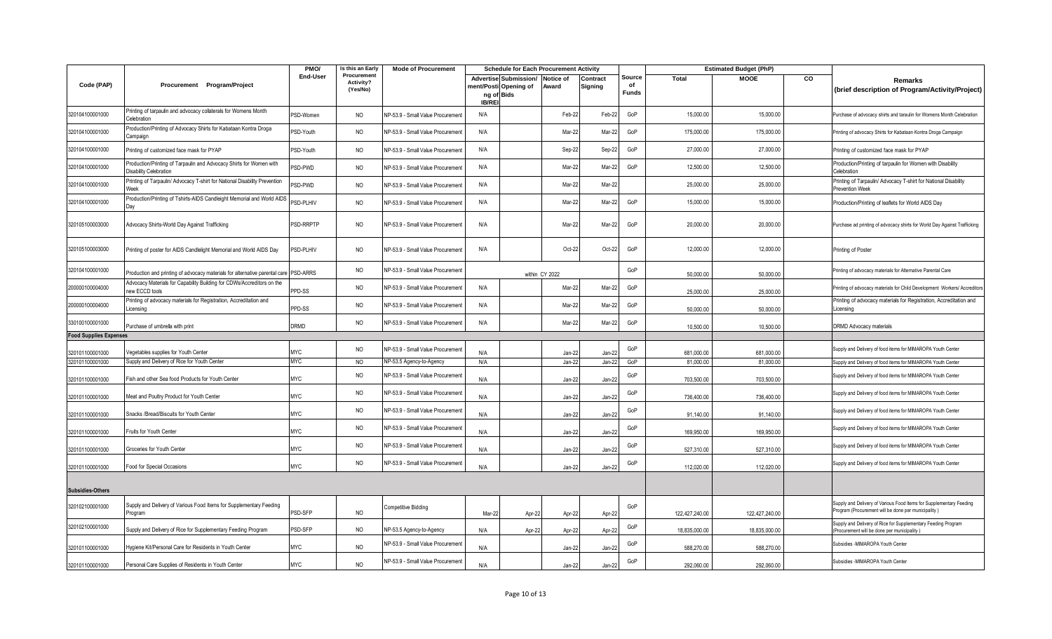| Code (PAP) | Procurement Program/Project | PMO/ End-User | Is this an Early Procurement Activity? (Yes/No) | Mode of Procurement | Schedule for Each Procurement Activity | | | | Source of Funds | Estimated Budget (PhP) | | | Remarks (brief description of Program/Activity/Project) |
|---|---|---|---|---|---|---|---|---|---|---|---|---|---|
| | | | | | Advertisement/Posting of IB/REI | Submission/ Opening of Bids | Notice of Award | Contract Signing | | Total | MOOE | CO | |
| 320104100001000 | Printing of tarpaulin and advocacy collaterals for Womens Month Celebration | PSD-Women | NO | NP-53.9 - Small Value Procurement | N/A | | Feb-22 | Feb-22 | GoP | 15,000.00 | 15,000.00 | | Purchase of advocacy shirts and taraulin for Womens Month Celebration |
| 320104100001000 | Production/Printing of Advocacy Shirts for Kabataan Kontra Droga Campaign | PSD-Youth | NO | NP-53.9 - Small Value Procurement | N/A | | Mar-22 | Mar-22 | GoP | 175,000.00 | 175,000.00 | | Printing of advocacy Shirts for Kabataan Kontra Droga Campaign |
| 320104100001000 | Printing of customized face mask for PYAP | PSD-Youth | NO | NP-53.9 - Small Value Procurement | N/A | | Sep-22 | Sep-22 | GoP | 27,000.00 | 27,000.00 | | Printing of customized face mask for PYAP |
| 320104100001000 | Production/Printing of Tarpaulin and Advocacy Shirts for Women with Disability Celebration | PSD-PWD | NO | NP-53.9 - Small Value Procurement | N/A | | Mar-22 | Mar-22 | GoP | 12,500.00 | 12,500.00 | | Production/Printing of tarpaulin for Women with Disability Celebration |
| 320104100001000 | Printing of Tarpaulin/ Advocacy T-shirt for National Disability Prevention Week | PSD-PWD | NO | NP-53.9 - Small Value Procurement | N/A | | Mar-22 | Mar-22 | | 25,000.00 | 25,000.00 | | Printing of Tarpaulin/ Advocacy T-shirt for National Disability Prevention Week |
| 320104100001000 | Production/Printing of Tshirts-AIDS Candleight Memorial and World AIDS Day | PSD-PLHIV | NO | NP-53.9 - Small Value Procurement | N/A | | Mar-22 | Mar-22 | GoP | 15,000.00 | 15,000.00 | | Production/Printing of leaflets for World AIDS Day |
| 320105100003000 | Advocacy Shirts-World Day Against Trafficking | PSD-RRPTP | NO | NP-53.9 - Small Value Procurement | N/A | | Mar-22 | Mar-22 | GoP | 20,000.00 | 20,000.00 | | Purchase ad printing of advocacy shirts for World Day Against Trafficking |
| 320105100003000 | Printing of poster for AIDS Candlelight Memorial and World AIDS Day | PSD-PLHIV | NO | NP-53.9 - Small Value Procurement | N/A | | Oct-22 | Oct-22 | GoP | 12,000.00 | 12,000.00 | | Printing of Poster |
| 320104100001000 | Production and printing of advocacy materials for alternative parental care | PSD-ARRS | NO | NP-53.9 - Small Value Procurement | within CY 2022 | | | | GoP | 50,000.00 | 50,000.00 | | Printing of advocacy materials for Alternative Parental Care |
| 200000100004000 | Advocacy Materials for Capability Building for CDWs/Accreditors on the new ECCD tools | PPD-SS | NO | NP-53.9 - Small Value Procurement | N/A | | Mar-22 | Mar-22 | GoP | 25,000.00 | 25,000.00 | | Printing of advocacy materials for Child Development Workers/ Accreditors |
| 200000100004000 | Printing of advocacy materials for Registration, Accreditation and Licensing | PPD-SS | NO | NP-53.9 - Small Value Procurement | N/A | | Mar-22 | Mar-22 | GoP | 50,000.00 | 50,000.00 | | Printing of advocacy materials for Registration, Accreditation and Licensing |
| 330100100001000 | Purchase of umbrella with print | DRMD | NO | NP-53.9 - Small Value Procurement | N/A | | Mar-22 | Mar-22 | GoP | 10,500.00 | 10,500.00 | | DRMD Advocacy materials |
| **Food Supplies Expenses** | | | | | | | | | | | | | |
| 320101100001000 | Vegetables supplies for Youth Center | MYC | NO | NP-53.9 - Small Value Procurement | N/A | | Jan-22 | Jan-22 | GoP | 681,000.00 | 681,000.00 | | Supply and Delivery of food items for MIMAROPA Youth Center |
| 320101100001000 | Supply and Delivery of Rice for Youth Center | MYC | NO | NP-53.5 Agency-to-Agency | N/A | | Jan-22 | Jan-22 | GoP | 81,000.00 | 81,000.00 | | Supply and Delivery of food items for MIMAROPA Youth Center |
| 320101100001000 | Fish and other Sea food Products for Youth Center | MYC | NO | NP-53.9 - Small Value Procurement | N/A | | Jan-22 | Jan-22 | GoP | 703,500.00 | 703,500.00 | | Supply and Delivery of food items for MIMAROPA Youth Center |
| 320101100001000 | Meat and Poultry Product for Youth Center | MYC | NO | NP-53.9 - Small Value Procurement | N/A | | Jan-22 | Jan-22 | GoP | 736,400.00 | 736,400.00 | | Supply and Delivery of food items for MIMAROPA Youth Center |
| 320101100001000 | Snacks /Bread/Biscuits for Youth Center | MYC | NO | NP-53.9 - Small Value Procurement | N/A | | Jan-22 | Jan-22 | GoP | 91,140.00 | 91,140.00 | | Supply and Delivery of food items for MIMAROPA Youth Center |
| 320101100001000 | Fruits for Youth Center | MYC | NO | NP-53.9 - Small Value Procurement | N/A | | Jan-22 | Jan-22 | GoP | 169,950.00 | 169,950.00 | | Supply and Delivery of food items for MIMAROPA Youth Center |
| 320101100001000 | Groceries for Youth Center | MYC | NO | NP-53.9 - Small Value Procurement | N/A | | Jan-22 | Jan-22 | GoP | 527,310.00 | 527,310.00 | | Supply and Delivery of food items for MIMAROPA Youth Center |
| 320101100001000 | Food for Special Occasions | MYC | NO | NP-53.9 - Small Value Procurement | N/A | | Jan-22 | Jan-22 | GoP | 112,020.00 | 112,020.00 | | Supply and Delivery of food items for MIMAROPA Youth Center |
| **Subsidies-Others** | | | | | | | | | | | | | |
| 320102100001000 | Supply and Delivery of Various Food Items for Supplementary Feeding Program | PSD-SFP | NO | Competitive Bidding | Mar-22 | Apr-22 | Apr-22 | Apr-22 | GoP | 122,427,240.00 | 122,427,240.00 | | Supply and Delivery of Various Food Items for Supplementary Feeding Program (Procurement will be done per municipality ) |
| 320102100001000 | Supply and Delivery of Rice for Supplementary Feeding Program | PSD-SFP | NO | NP-53.5 Agency-to-Agency | N/A | Apr-22 | Apr-22 | Apr-22 | GoP | 18,835,000.00 | 18,835,000.00 | | Supply and Delivery of Rice for Supplementary Feeding Program (Procurement will be done per municipality ) |
| 320101100001000 | Hygiene Kit/Personal Care for Residents in Youth Center | MYC | NO | NP-53.9 - Small Value Procurement | N/A | | Jan-22 | Jan-22 | GoP | 588,270.00 | 588,270.00 | | Subsidies -MIMAROPA Youth Center |
| 320101100001000 | Personal Care Supplies of Residents in Youth Center | MYC | NO | NP-53.9 - Small Value Procurement | N/A | | Jan-22 | Jan-22 | GoP | 292,060.00 | 292,060.00 | | Subsidies -MIMAROPA Youth Center |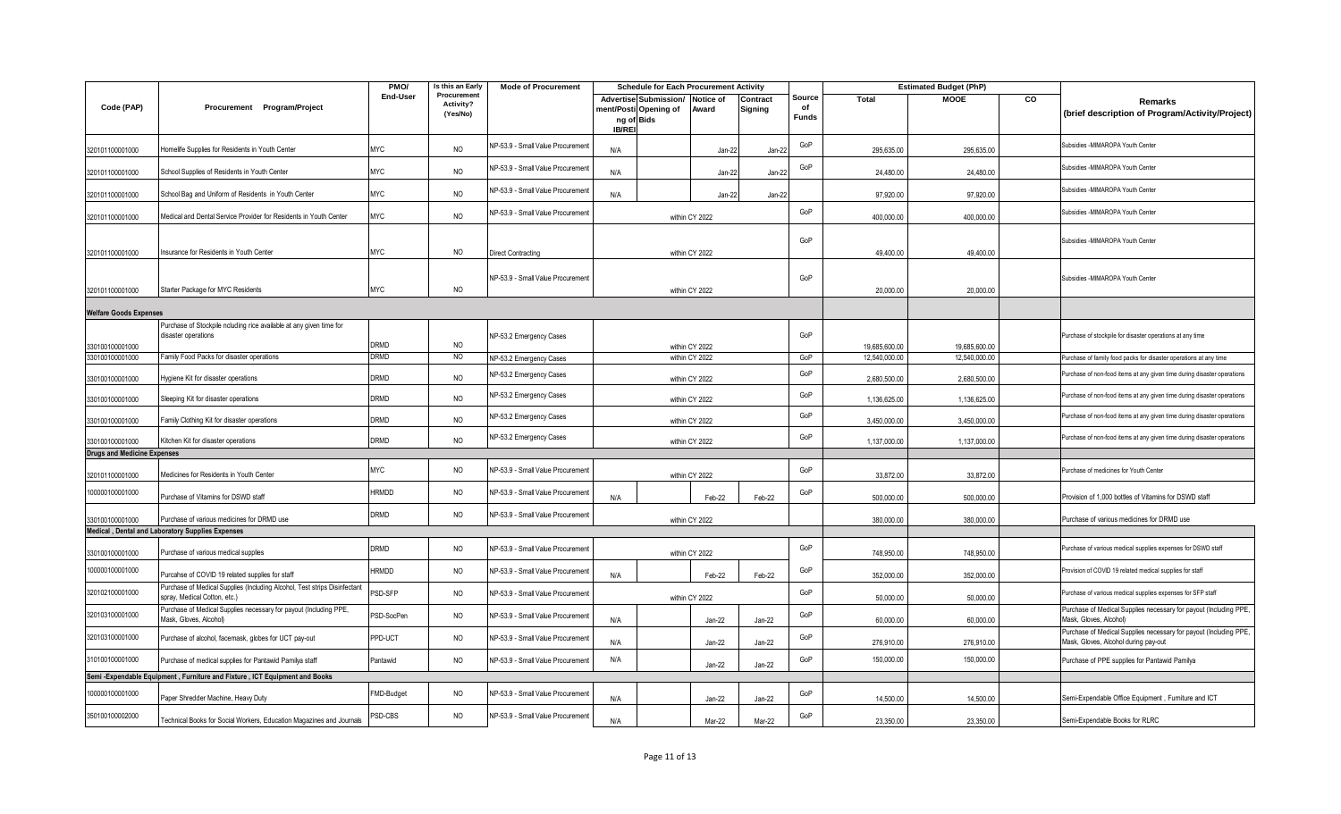| Code (PAP) | Procurement Program/Project | PMO/ End-User | Is this an Early Procurement Activity? (Yes/No) | Mode of Procurement | Schedule for Each Procurement Activity | | | | Source of Funds | Estimated Budget (PhP) | | | Remarks (brief description of Program/Activity/Project) |
|---|---|---|---|---|---|---|---|---|---|---|---|---|---|
| | | | | | Advertisement/Posting of IB/REI | Submission/ Opening of Bids | Notice of Award | Contract Signing | | Total | MOOE | CO | |
| 320101100001000 | Homelife Supplies for Residents in Youth Center | MYC | NO | NP-53.9 - Small Value Procurement | N/A | | Jan-22 | Jan-22 | GoP | 295,635.00 | 295,635.00 | | Subsidies -MIMAROPA Youth Center |
| 320101100001000 | School Supplies of Residents in Youth Center | MYC | NO | NP-53.9 - Small Value Procurement | N/A | | Jan-22 | Jan-22 | GoP | 24,480.00 | 24,480.00 | | Subsidies -MIMAROPA Youth Center |
| 320101100001000 | School Bag and Uniform of Residents in Youth Center | MYC | NO | NP-53.9 - Small Value Procurement | N/A | | Jan-22 | Jan-22 | | 97,920.00 | 97,920.00 | | Subsidies -MIMAROPA Youth Center |
| 320101100001000 | Medical and Dental Service Provider for Residents in Youth Center | MYC | NO | NP-53.9 - Small Value Procurement | within CY 2022 | | | | GoP | 400,000.00 | 400,000.00 | | Subsidies -MIMAROPA Youth Center |
| 320101100001000 | Insurance for Residents in Youth Center | MYC | NO | Direct Contracting | within CY 2022 | | | | GoP | 49,400.00 | 49,400.00 | | Subsidies -MIMAROPA Youth Center |
| 320101100001000 | Starter Package for MYC Residents | MYC | NO | NP-53.9 - Small Value Procurement | within CY 2022 | | | | GoP | 20,000.00 | 20,000.00 | | Subsidies -MIMAROPA Youth Center |
| **Welfare Goods Expenses** | | | | | | | | | | | | | |
| 330100100001000 | Purchase of Stockpile ncluding rice available at any given time for disaster operations | DRMD | NO | NP-53.2 Emergency Cases | within CY 2022 | | | | GoP | 19,685,600.00 | 19,685,600.00 | | Purchase of stockpile for disaster operations at any time |
| 330100100001000 | Family Food Packs for disaster operations | DRMD | NO | NP-53.2 Emergency Cases | within CY 2022 | | | | GoP | 12,540,000.00 | 12,540,000.00 | | Purchase of family food packs for disaster operations at any time |
| 330100100001000 | Hygiene Kit for disaster operations | DRMD | NO | NP-53.2 Emergency Cases | within CY 2022 | | | | GoP | 2,680,500.00 | 2,680,500.00 | | Purchase of non-food items at any given time during disaster operations |
| 330100100001000 | Sleeping Kit for disaster operations | DRMD | NO | NP-53.2 Emergency Cases | within CY 2022 | | | | GoP | 1,136,625.00 | 1,136,625.00 | | Purchase of non-food items at any given time during disaster operations |
| 330100100001000 | Family Clothing Kit for disaster operations | DRMD | NO | NP-53.2 Emergency Cases | within CY 2022 | | | | GoP | 3,450,000.00 | 3,450,000.00 | | Purchase of non-food items at any given time during disaster operations |
| 330100100001000 | Kitchen Kit for disaster operations | DRMD | NO | NP-53.2 Emergency Cases | within CY 2022 | | | | GoP | 1,137,000.00 | 1,137,000.00 | | Purchase of non-food items at any given time during disaster operations |
| **Drugs and Medicine Expenses** | | | | | | | | | | | | | |
| 320101100001000 | Medicines for Residents in Youth Center | MYC | NO | NP-53.9 - Small Value Procurement | within CY 2022 | | | | GoP | 33,872.00 | 33,872.00 | | Purchase of medicines for Youth Center |
| 100000100001000 | Purchase of Vitamins for DSWD staff | HRMDD | NO | NP-53.9 - Small Value Procurement | N/A | | Feb-22 | Feb-22 | GoP | 500,000.00 | 500,000.00 | | Provision of 1,000 bottles of Vitamins for DSWD staff |
| 330100100001000 | Purchase of various medicines for DRMD use | DRMD | NO | NP-53.9 - Small Value Procurement | within CY 2022 | | | | | 380,000.00 | 380,000.00 | | Purchase of various medicines for DRMD use |
| **Medical , Dental and Laboratory Supplies Expenses** | | | | | | | | | | | | | |
| 330100100001000 | Purchase of various medical supplies | DRMD | NO | NP-53.9 - Small Value Procurement | within CY 2022 | | | | GoP | 748,950.00 | 748,950.00 | | Purchase of various medical supplies expenses for DSWD staff |
| 100000100001000 | Purcahse of COVID 19 related supplies for staff | HRMDD | NO | NP-53.9 - Small Value Procurement | N/A | | Feb-22 | Feb-22 | GoP | 352,000.00 | 352,000.00 | | Provision of COVID 19 related medical supplies for staff |
| 320102100001000 | Purchase of Medical Supplies (Including Alcohol, Test strips Disinfectant spray, Medical Cotton, etc.) | PSD-SFP | NO | NP-53.9 - Small Value Procurement | within CY 2022 | | | | GoP | 50,000.00 | 50,000.00 | | Purchase of various medical supplies expenses for SFP staff |
| 320103100001000 | Purchase of Medical Supplies necessary for payout (Including PPE, Mask, Gloves, Alcohol) | PSD-SocPen | NO | NP-53.9 - Small Value Procurement | N/A | | Jan-22 | Jan-22 | GoP | 60,000.00 | 60,000.00 | | Purchase of Medical Supplies necessary for payout (Including PPE, Mask, Gloves, Alcohol) |
| 320103100001000 | Purchase of alcohol, facemask, globes for UCT pay-out | PPD-UCT | NO | NP-53.9 - Small Value Procurement | N/A | | Jan-22 | Jan-22 | GoP | 276,910.00 | 276,910.00 | | Purchase of Medical Supplies necessary for payout (Including PPE, Mask, Gloves, Alcohol during pay-out |
| 310100100001000 | Purchase of medical supplies for Pantawid Pamilya staff | Pantawid | NO | NP-53.9 - Small Value Procurement | N/A | | Jan-22 | Jan-22 | GoP | 150,000.00 | 150,000.00 | | Purchase of PPE supplies for Pantawid Pamilya |
| **Semi -Expendable Equipment , Furniture and Fixture , ICT Equipment and Books** | | | | | | | | | | | | | |
| 100000100001000 | Paper Shredder Machine, Heavy Duty | FMD-Budget | NO | NP-53.9 - Small Value Procurement | N/A | | Jan-22 | Jan-22 | GoP | 14,500.00 | 14,500.00 | | Semi-Expendable Office Equipment , Furniture and ICT |
| 350100100002000 | Technical Books for Social Workers, Education Magazines and Journals | PSD-CBS | NO | NP-53.9 - Small Value Procurement | N/A | | Mar-22 | Mar-22 | GoP | 23,350.00 | 23,350.00 | | Semi-Expendable Books for RLRC |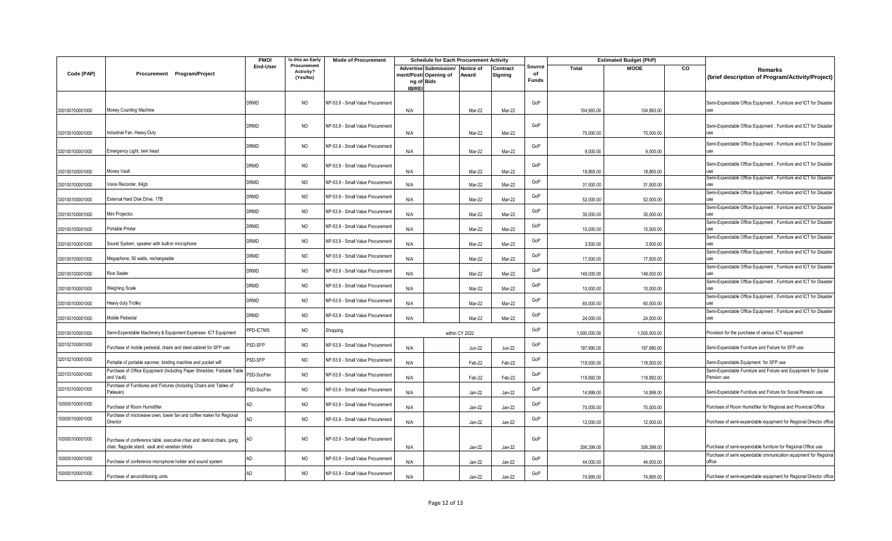| Code (PAP) | Procurement Program/Project | PMO/ End-User | Is this an Early Procurement Activity? (Yes/No) | Mode of Procurement | Schedule for Each Procurement Activity | | | | Source of Funds | Estimated Budget (PhP) | | | Remarks (brief description of Program/Activity/Project) |
|---|---|---|---|---|---|---|---|---|---|---|---|---|---|
| | | | | | Advertisement/Posting of IB/REI | Submission/ Opening of Bids | Notice of Award | Contract Signing | | Total | MOOE | CO | |
| 330100100001000 | Money Counting Machine | DRMD | NO | NP-53.9 - Small Value Procurement | N/A | | Mar-22 | Mar-22 | GoP | 104,993.00 | 104,993.00 | | Semi-Expendable Office Equipment , Furniture and ICT for Disaster use |
| 330100100001000 | Industrial Fan, Heavy Duty | DRMD | NO | NP-53.9 - Small Value Procurement | N/A | | Mar-22 | Mar-22 | GoP | 70,000.00 | 70,000.00 | | Semi-Expendable Office Equipment , Furniture and ICT for Disaster use |
| 330100100001000 | Emergency Light, twin head | DRMD | NO | NP-53.9 - Small Value Procurement | N/A | | Mar-22 | Mar-22 | GoP | 9,000.00 | 9,000.00 | | Semi-Expendable Office Equipment , Furniture and ICT for Disaster use |
| 330100100001000 | Money Vault | DRMD | NO | NP-53.9 - Small Value Procurement | N/A | | Mar-22 | Mar-22 | GoP | 18,865.00 | 18,865.00 | | Semi-Expendable Office Equipment , Furniture and ICT for Disaster use |
| 330100100001000 | Voice Recorder, 64gb | DRMD | NO | NP-53.9 - Small Value Procurement | N/A | | Mar-22 | Mar-22 | GoP | 31,500.00 | 31,500.00 | | Semi-Expendable Office Equipment , Furniture and ICT for Disaster use |
| 330100100001000 | External Hard Disk Drive, 1TB | DRMD | NO | NP-53.9 - Small Value Procurement | N/A | | Mar-22 | Mar-22 | GoP | 52,000.00 | 52,000.00 | | Semi-Expendable Office Equipment , Furniture and ICT for Disaster use |
| 330100100001000 | Mini Projector, | DRMD | NO | NP-53.9 - Small Value Procurement | N/A | | Mar-22 | Mar-22 | GoP | 30,000.00 | 30,000.00 | | Semi-Expendable Office Equipment , Furniture and ICT for Disaster use |
| 330100100001000 | Portable Printer | DRMD | NO | NP-53.9 - Small Value Procurement | N/A | | Mar-22 | Mar-22 | GoP | 10,000.00 | 10,000.00 | | Semi-Expendable Office Equipment , Furniture and ICT for Disaster use |
| 330100100001000 | Sound System, speaker with built-in microphone | DRMD | NO | NP-53.9 - Small Value Procurement | N/A | | Mar-22 | Mar-22 | GoP | 3,500.00 | 3,500.00 | | Semi-Expendable Office Equipment , Furniture and ICT for Disaster use |
| 330100100001000 | Megaphone, 50 watts, rechargeable | DRMD | NO | NP-53.9 - Small Value Procurement | N/A | | Mar-22 | Mar-22 | GoP | 17,500.00 | 17,500.00 | | Semi-Expendable Office Equipment , Furniture and ICT for Disaster use |
| 330100100001000 | Rice Sealer | DRMD | NO | NP-53.9 - Small Value Procurement | N/A | | Mar-22 | Mar-22 | GoP | 149,000.00 | 149,000.00 | | Semi-Expendable Office Equipment , Furniture and ICT for Disaster use |
| 330100100001000 | Weighing Scale | DRMD | NO | NP-53.9 - Small Value Procurement | N/A | | Mar-22 | Mar-22 | GoP | 10,000.00 | 10,000.00 | | Semi-Expendable Office Equipment , Furniture and ICT for Disaster use |
| 330100100001000 | Heavy duty Trolley | DRMD | NO | NP-53.9 - Small Value Procurement | N/A | | Mar-22 | Mar-22 | GoP | 60,000.00 | 60,000.00 | | Semi-Expendable Office Equipment , Furniture and ICT for Disaster use |
| 330100100001000 | Mobile Pedestal | DRMD | NO | NP-53.9 - Small Value Procurement | N/A | | Mar-22 | Mar-22 | GoP | 24,000.00 | 24,000.00 | | Semi-Expendable Office Equipment , Furniture and ICT for Disaster use |
| 330100100001000 | Semi-Expendable Machinery & Equipment Expenses- ICT Equipment | PPD-ICTMS | NO | Shopping | within CY 2022 | | | | GoP | 1,000,000.00 | 1,000,000.00 | | Provision for the purchase of various ICT equipment |
| 320102100001000 | Purchase of mobile pedestal, chairs and steel cabinet for SFP use | PSD-SFP | NO | NP-53.9 - Small Value Procurement | N/A | | Jun-22 | Jun-22 | GoP | 197,990.00 | 197,990.00 | | Semi-Expendable Furniture and Fixture for SFP use |
| 320102100001000 | Portable of portable sacnner, binding machine and pocket wifi | PSD-SFP | NO | NP-53.9 - Small Value Procurement | N/A | | Feb-22 | Feb-22 | GoP | 118,000.00 | 118,000.00 | | Semi-Expendable Equipment for SFP use |
| 320103100001000 | Purchase of Office Equipment (Including Paper Shredder, Foldable Table and Vault) | PSD-SocPen | NO | NP-53.9 - Small Value Procurement | N/A | | Feb-22 | Feb-22 | GoP | 119,992.00 | 119,992.00 | | Semi-Expendable Furniture and Fixture and Equipment for Social Pension use |
| 320103100001000 | Purchase of Furnitures and Fixtures (Including Chairs and Tables of Palawan) | PSD-SocPen | NO | NP-53.9 - Small Value Procurement | N/A | | Jan-22 | Jan-22 | GoP | 14,999.00 | 14,999.00 | | Semi-Expendable Furniture and Fixture for Social Pension use |
| 100000100001000 | Purchase of Room Humidifier | AD | NO | NP-53.9 - Small Value Procurement | N/A | | Jan-22 | Jan-22 | GoP | 70,000.00 | 70,000.00 | | Purchase of Room Humidifier for Regional and Provincial Office |
| 100000100001000 | Purchase of microwave oven, tower fan and coffee maker for Regional Director | AD | NO | NP-53.9 - Small Value Procurement | N/A | | Jan-22 | Jan-22 | GoP | 12,000.00 | 12,000.00 | | Purchase of semi-expendable equipment for Regional Director office |
| 100000100001000 | Purchase of conference table, executive chair and clerical chairs, gang chair, flagpole stand, vault and venetian blinds | AD | NO | NP-53.9 - Small Value Procurement | N/A | | Jan-22 | Jan-22 | GoP | 306,399.00 | 306,399.00 | | Purchase of semi-expendable furniture for Regional Office use |
| 100000100001000 | Purchase of conference microphone holder and sound system | AD | NO | NP-53.9 - Small Value Procurement | N/A | | Jan-22 | Jan-22 | GoP | 44,000.00 | 44,000.00 | | Purchase of semi expendable cmmunication equipment for Regional office |
| 100000100001000 | Purchase of airconditioning uints | AD | NO | NP-53.9 - Small Value Procurement | N/A | | Jan-22 | Jan-22 | GoP | 74,995.00 | 74,995.00 | | Purchase of semi-expendable equipment for Regional Director office |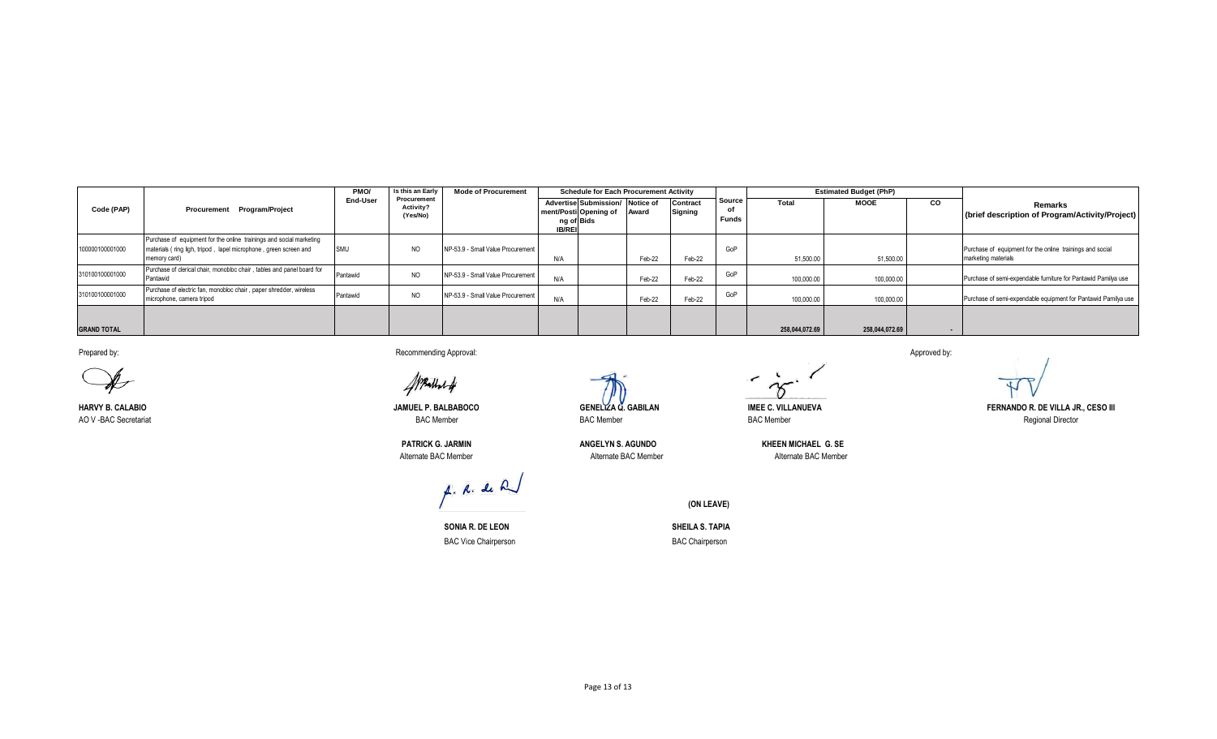| Code (PAP) | Procurement Program/Project | PMO/ End-User | Is this an Early Procurement Activity? (Yes/No) | Mode of Procurement | Schedule for Each Procurement Activity | | | | Source of Funds | Estimated Budget (PhP) | | | Remarks (brief description of Program/Activity/Project) |
|---|---|---|---|---|---|---|---|---|---|---|---|---|---|
| | | | | | Advertisement/Posting of IB/REI | Submission/ Opening of Bids | Notice of Award | Contract Signing | | Total | MOOE | CO | |
| 100000100001000 | Purchase of equipment for the online trainings and social marketing materials ( ring ligh, tripod , lapel microphone , green screen and memory card) | SMU | NO | NP-53.9 - Small Value Procurement | N/A | | Feb-22 | Feb-22 | GoP | 51,500.00 | 51,500.00 | | Purchase of equipment for the online trainings and social marketing materials |
| 310100100001000 | Purchase of clerical chair, monobloc chair , tables and panel board for Pantawid | Pantawid | NO | NP-53.9 - Small Value Procurement | N/A | | Feb-22 | Feb-22 | GoP | 100,000.00 | 100,000.00 | | Purchase of semi-expendable furniture for Pantawid Pamilya use |
| 310100100001000 | Purchase of electric fan, monobloc chair , paper shredder, wireless microphone, camera tripod | Pantawid | NO | NP-53.9 - Small Value Procurement | N/A | | Feb-22 | Feb-22 | GoP | 100,000.00 | 100,000.00 | | Purchase of semi-expendable equipment for Pantawid Pamilya use |
| **GRAND TOTAL** | | | | | | | | | | **258,044,072.69** | **258,044,072.69** | **-** | |

Prepared by:

**HARVY B. CALABIO**
AO V -BAC Secretariat

Recommending Approval:

**JAMUEL P. BALBABOCO**
BAC Member

**GENELIZA Q. GABILAN**
BAC Member

**IMEE C. VILLANUEVA**
BAC Member

**PATRICK G. JARMIN**
Alternate BAC Member

**ANGELYN S. AGUNDO**
Alternate BAC Member

**KHEEN MICHAEL G. SE**
Alternate BAC Member

**SONIA R. DE LEON**
BAC Vice Chairperson

**(ON LEAVE)**

**SHEILA S. TAPIA**
BAC Chairperson

Approved by:

**FERNANDO R. DE VILLA JR., CESO III**
Regional Director